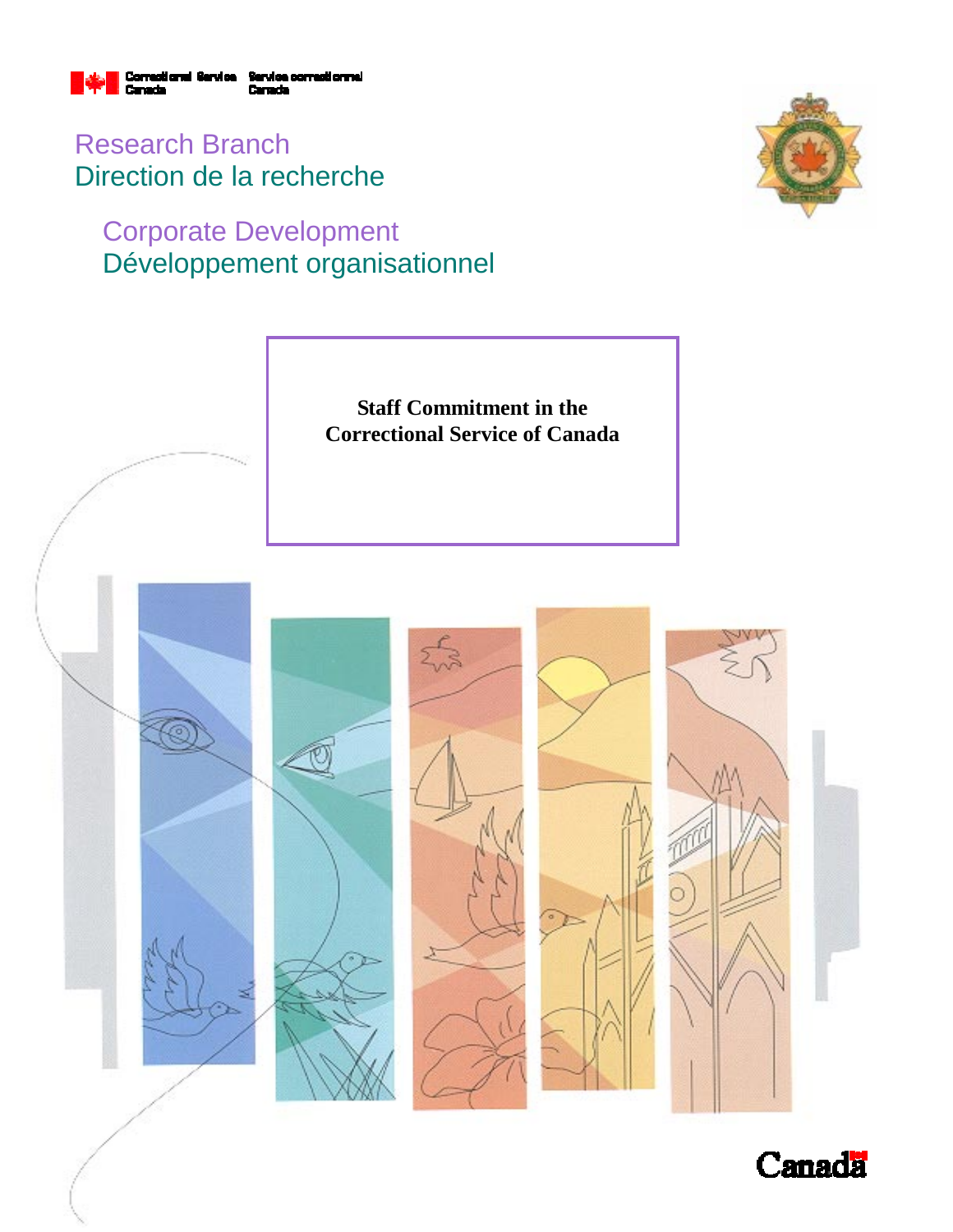Correctional Service Canada / Service correctionnel Canada

Research Branch
Direction de la recherche

Corporate Development
Développement organisationnel

# Staff Commitment in the Correctional Service of Canada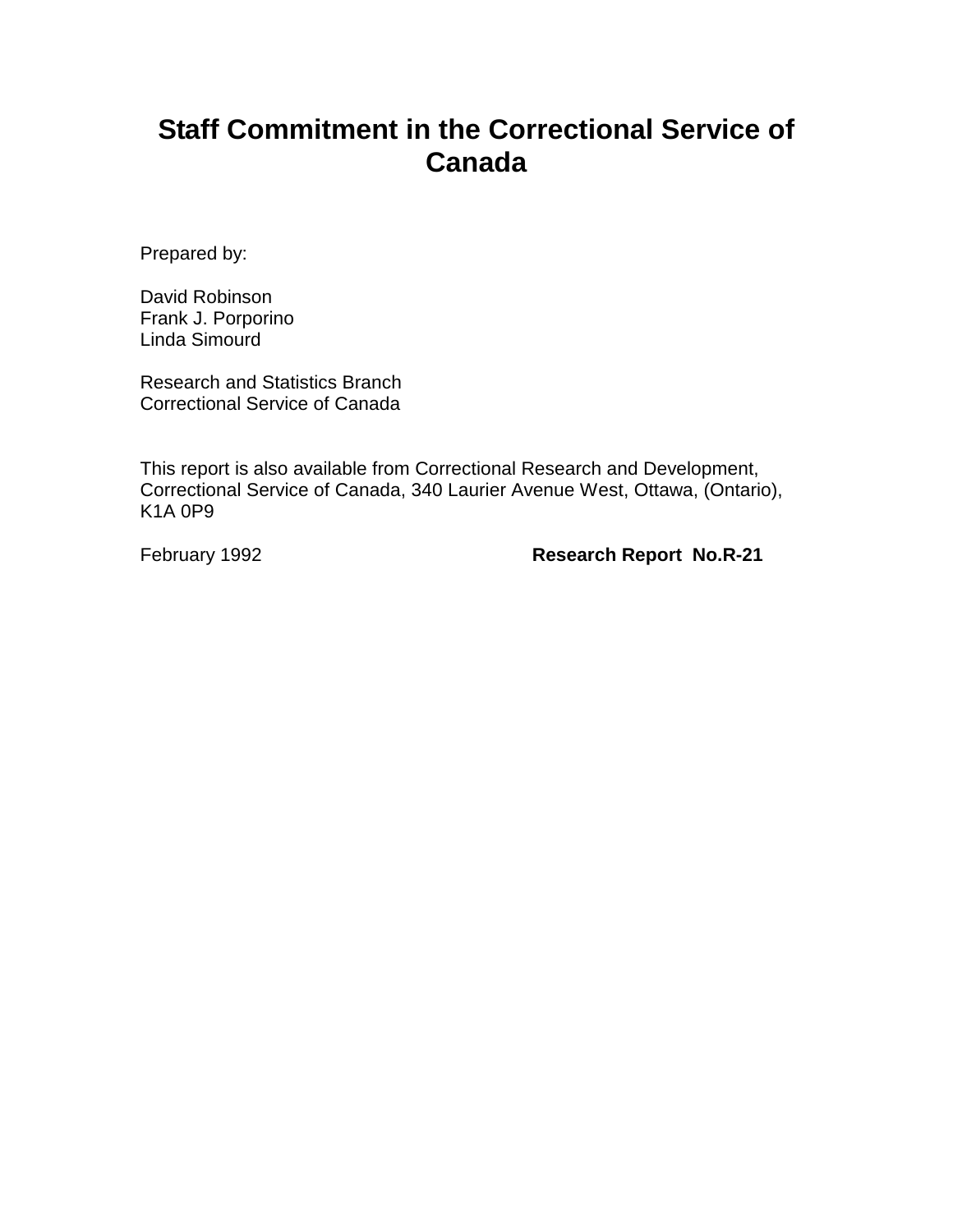# Staff Commitment in the Correctional Service of Canada

Prepared by:

David Robinson
Frank J. Porporino
Linda Simourd

Research and Statistics Branch
Correctional Service of Canada

This report is also available from Correctional Research and Development, Correctional Service of Canada, 340 Laurier Avenue West, Ottawa, (Ontario), K1A 0P9

February 1992 **Research Report No.R-21**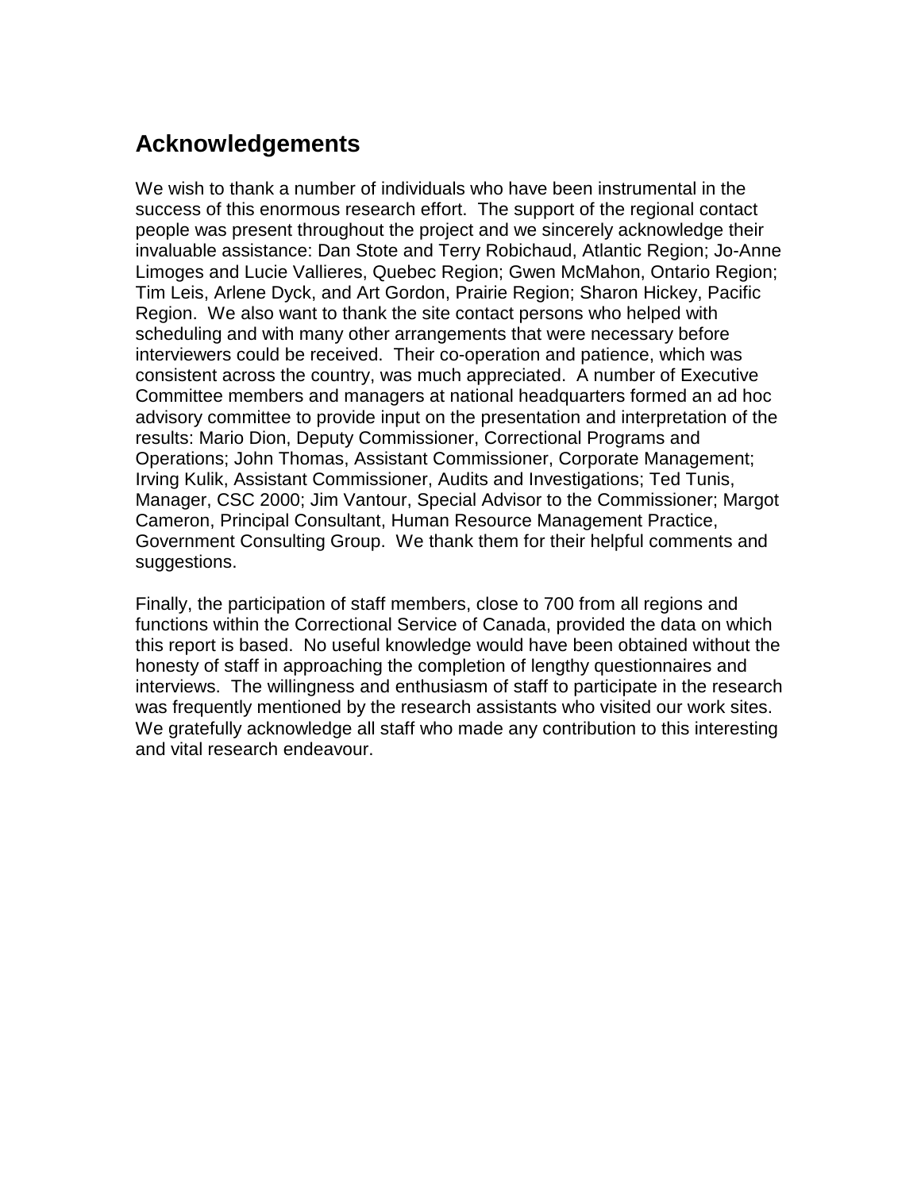## Acknowledgements

We wish to thank a number of individuals who have been instrumental in the success of this enormous research effort. The support of the regional contact people was present throughout the project and we sincerely acknowledge their invaluable assistance: Dan Stote and Terry Robichaud, Atlantic Region; Jo-Anne Limoges and Lucie Vallieres, Quebec Region; Gwen McMahon, Ontario Region; Tim Leis, Arlene Dyck, and Art Gordon, Prairie Region; Sharon Hickey, Pacific Region. We also want to thank the site contact persons who helped with scheduling and with many other arrangements that were necessary before interviewers could be received. Their co-operation and patience, which was consistent across the country, was much appreciated. A number of Executive Committee members and managers at national headquarters formed an ad hoc advisory committee to provide input on the presentation and interpretation of the results: Mario Dion, Deputy Commissioner, Correctional Programs and Operations; John Thomas, Assistant Commissioner, Corporate Management; Irving Kulik, Assistant Commissioner, Audits and Investigations; Ted Tunis, Manager, CSC 2000; Jim Vantour, Special Advisor to the Commissioner; Margot Cameron, Principal Consultant, Human Resource Management Practice, Government Consulting Group. We thank them for their helpful comments and suggestions.

Finally, the participation of staff members, close to 700 from all regions and functions within the Correctional Service of Canada, provided the data on which this report is based. No useful knowledge would have been obtained without the honesty of staff in approaching the completion of lengthy questionnaires and interviews. The willingness and enthusiasm of staff to participate in the research was frequently mentioned by the research assistants who visited our work sites. We gratefully acknowledge all staff who made any contribution to this interesting and vital research endeavour.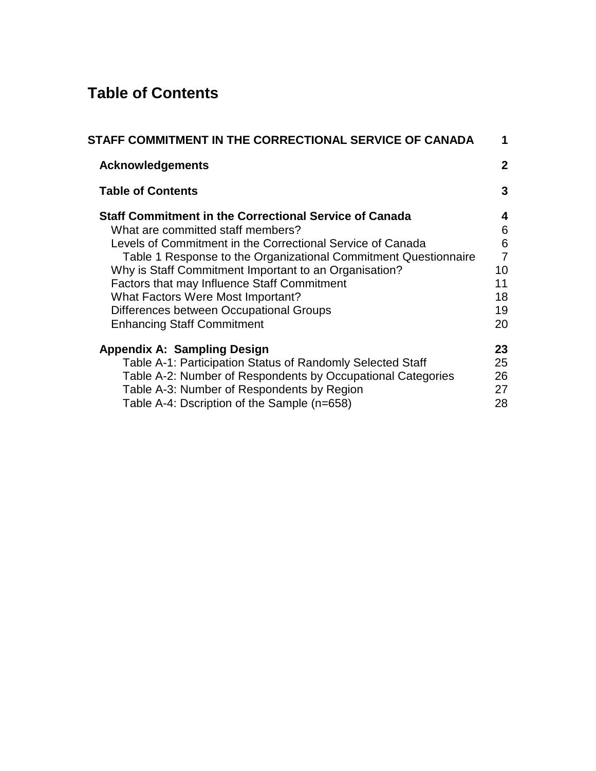# Table of Contents

| | |
|---|---|
| **STAFF COMMITMENT IN THE CORRECTIONAL SERVICE OF CANADA** | **1** |
| **Acknowledgements** | **2** |
| **Table of Contents** | **3** |
| **Staff Commitment in the Correctional Service of Canada** | **4** |
| What are committed staff members? | 6 |
| Levels of Commitment in the Correctional Service of Canada | 6 |
| Table 1 Response to the Organizational Commitment Questionnaire | 7 |
| Why is Staff Commitment Important to an Organisation? | 10 |
| Factors that may Influence Staff Commitment | 11 |
| What Factors Were Most Important? | 18 |
| Differences between Occupational Groups | 19 |
| Enhancing Staff Commitment | 20 |
| **Appendix A: Sampling Design** | **23** |
| Table A-1: Participation Status of Randomly Selected Staff | 25 |
| Table A-2: Number of Respondents by Occupational Categories | 26 |
| Table A-3: Number of Respondents by Region | 27 |
| Table A-4: Dscription of the Sample (n=658) | 28 |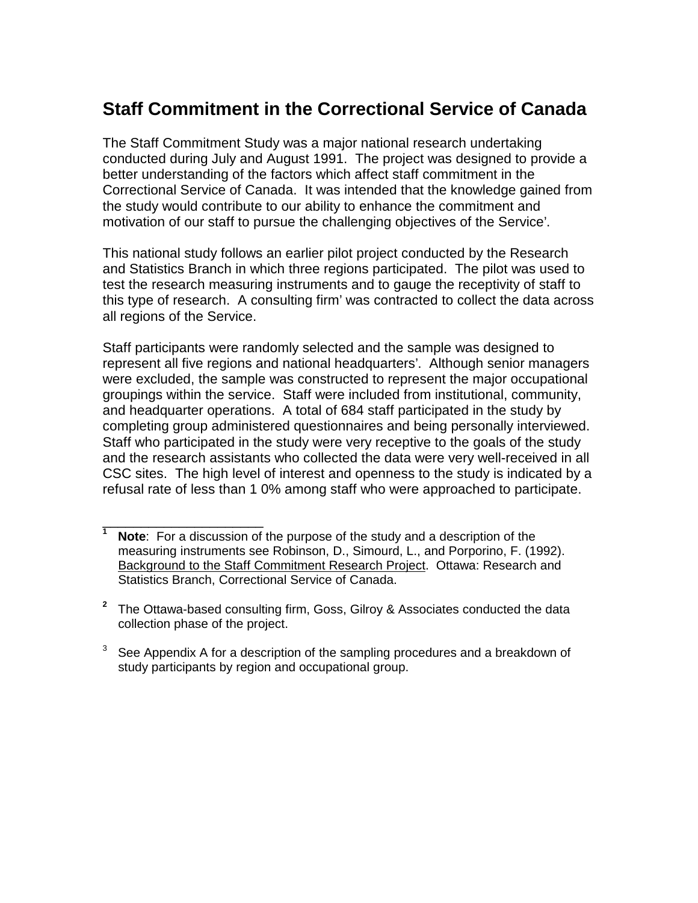# Staff Commitment in the Correctional Service of Canada

The Staff Commitment Study was a major national research undertaking conducted during July and August 1991. The project was designed to provide a better understanding of the factors which affect staff commitment in the Correctional Service of Canada. It was intended that the knowledge gained from the study would contribute to our ability to enhance the commitment and motivation of our staff to pursue the challenging objectives of the Service'.

This national study follows an earlier pilot project conducted by the Research and Statistics Branch in which three regions participated. The pilot was used to test the research measuring instruments and to gauge the receptivity of staff to this type of research. A consulting firm' was contracted to collect the data across all regions of the Service.

Staff participants were randomly selected and the sample was designed to represent all five regions and national headquarters'. Although senior managers were excluded, the sample was constructed to represent the major occupational groupings within the service. Staff were included from institutional, community, and headquarter operations. A total of 684 staff participated in the study by completing group administered questionnaires and being personally interviewed. Staff who participated in the study were very receptive to the goals of the study and the research assistants who collected the data were very well-received in all CSC sites. The high level of interest and openness to the study is indicated by a refusal rate of less than 1 0% among staff who were approached to participate.

---

[1] **Note**: For a discussion of the purpose of the study and a description of the measuring instruments see Robinson, D., Simourd, L., and Porporino, F. (1992). Background to the Staff Commitment Research Project. Ottawa: Research and Statistics Branch, Correctional Service of Canada.

[2] The Ottawa-based consulting firm, Goss, Gilroy & Associates conducted the data collection phase of the project.

[3] See Appendix A for a description of the sampling procedures and a breakdown of study participants by region and occupational group.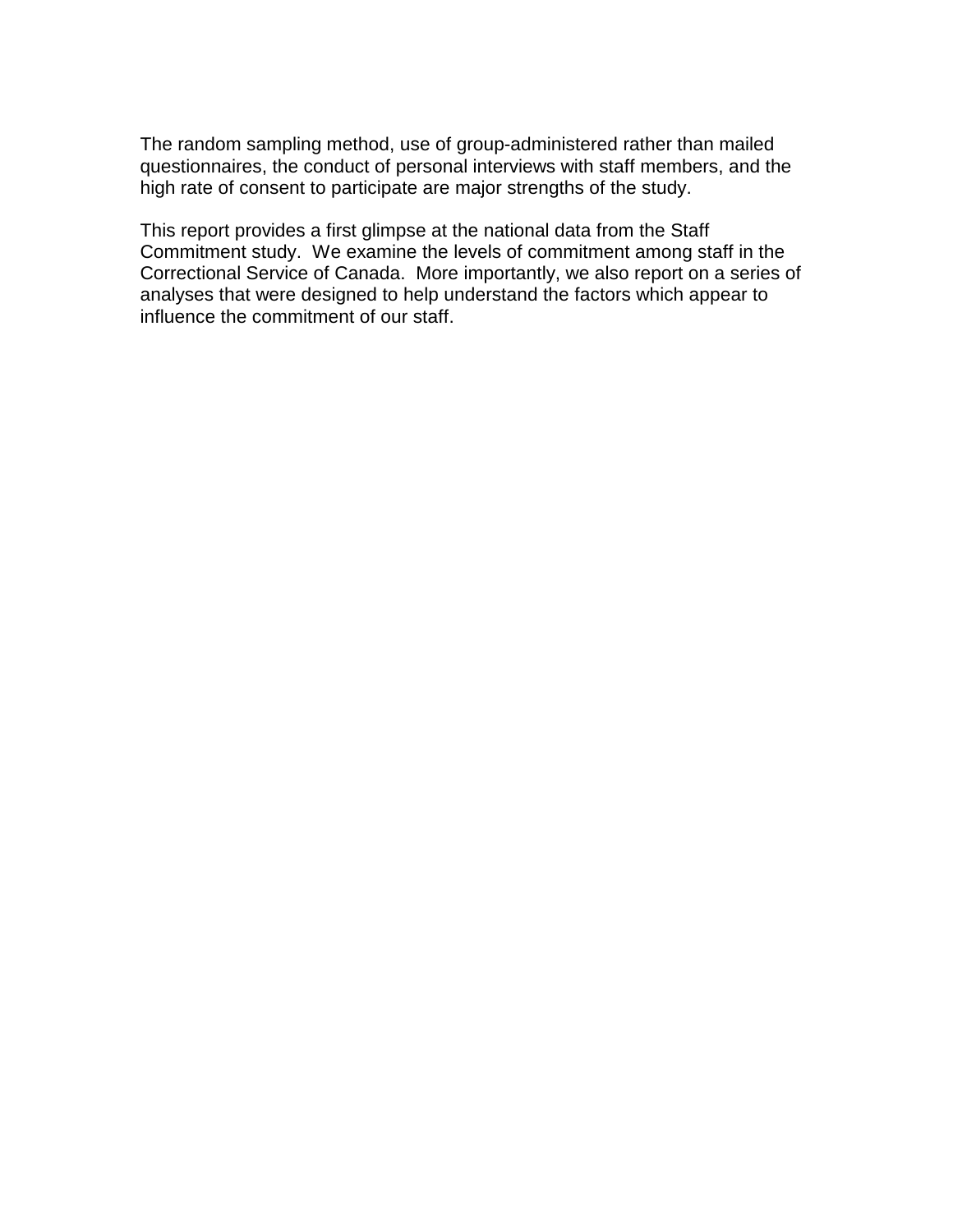The random sampling method, use of group-administered rather than mailed questionnaires, the conduct of personal interviews with staff members, and the high rate of consent to participate are major strengths of the study.

This report provides a first glimpse at the national data from the Staff Commitment study. We examine the levels of commitment among staff in the Correctional Service of Canada. More importantly, we also report on a series of analyses that were designed to help understand the factors which appear to influence the commitment of our staff.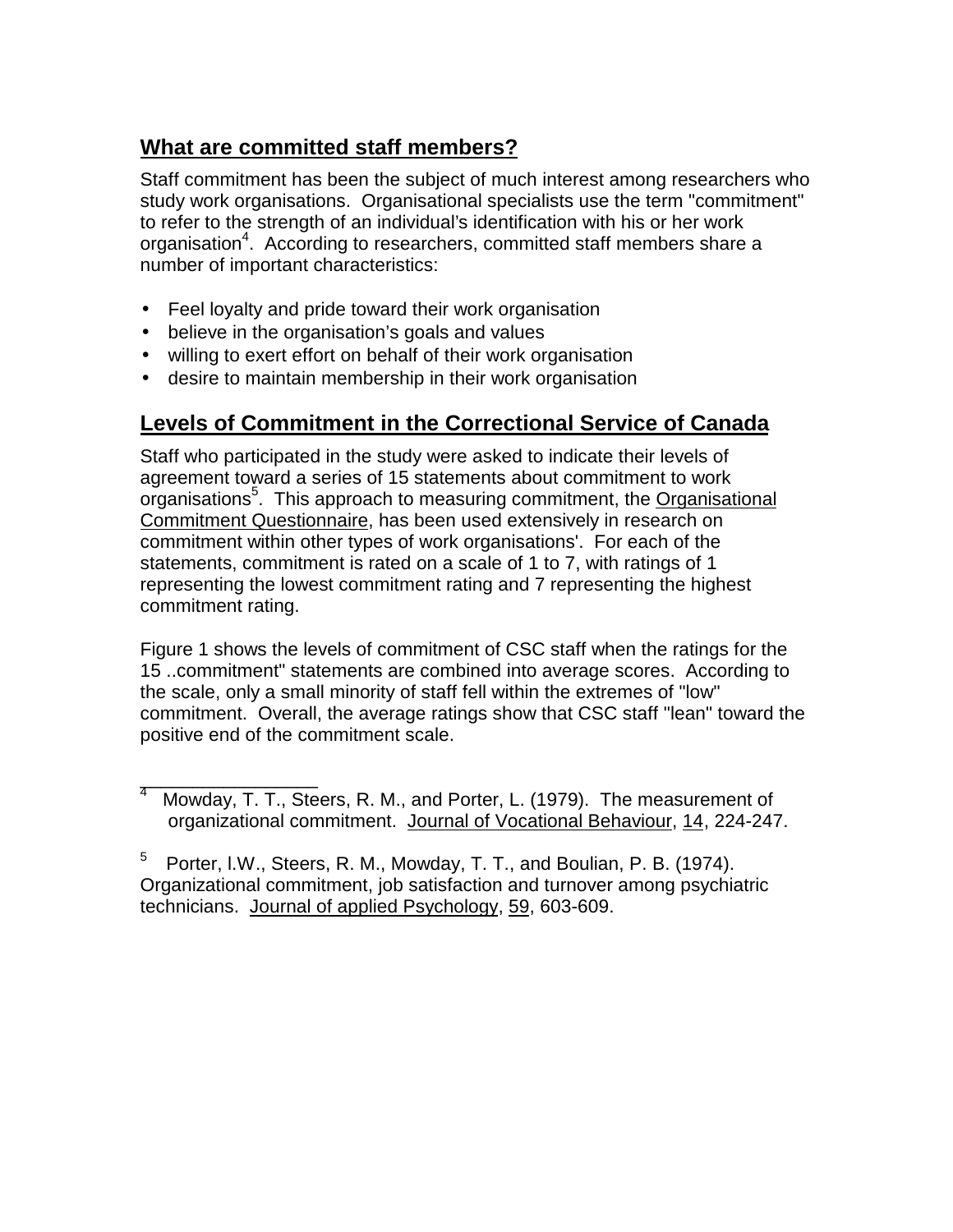## What are committed staff members?

Staff commitment has been the subject of much interest among researchers who study work organisations. Organisational specialists use the term "commitment" to refer to the strength of an individual's identification with his or her work organisation[4]. According to researchers, committed staff members share a number of important characteristics:

- Feel loyalty and pride toward their work organisation
- believe in the organisation's goals and values
- willing to exert effort on behalf of their work organisation
- desire to maintain membership in their work organisation

## Levels of Commitment in the Correctional Service of Canada

Staff who participated in the study were asked to indicate their levels of agreement toward a series of 15 statements about commitment to work organisations[5]. This approach to measuring commitment, the Organisational Commitment Questionnaire, has been used extensively in research on commitment within other types of work organisations'. For each of the statements, commitment is rated on a scale of 1 to 7, with ratings of 1 representing the lowest commitment rating and 7 representing the highest commitment rating.

Figure 1 shows the levels of commitment of CSC staff when the ratings for the 15 ..commitment" statements are combined into average scores. According to the scale, only a small minority of staff fell within the extremes of "low" commitment. Overall, the average ratings show that CSC staff "lean" toward the positive end of the commitment scale.

---

[4] Mowday, T. T., Steers, R. M., and Porter, L. (1979). The measurement of organizational commitment. Journal of Vocational Behaviour, 14, 224-247.

[5] Porter, l.W., Steers, R. M., Mowday, T. T., and Boulian, P. B. (1974). Organizational commitment, job satisfaction and turnover among psychiatric technicians. Journal of applied Psychology, 59, 603-609.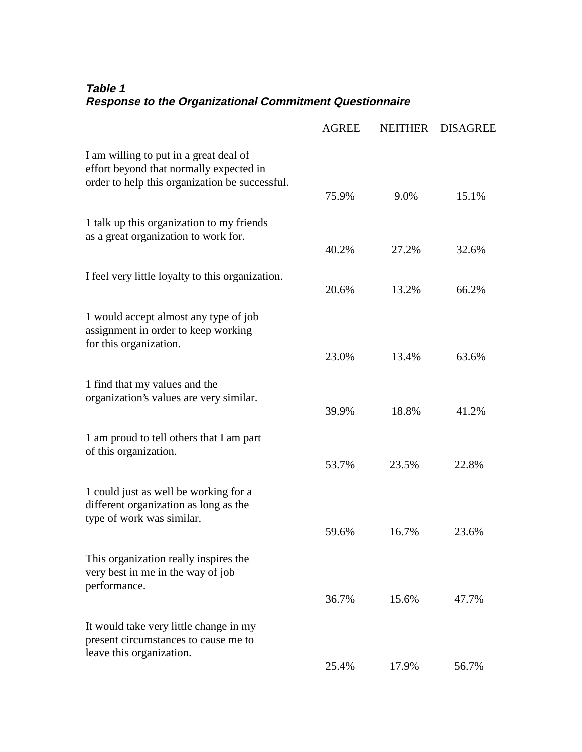***Table 1***
***Response to the Organizational Commitment Questionnaire***

| | AGREE | NEITHER | DISAGREE |
|---|---|---|---|
| I am willing to put in a great deal of effort beyond that normally expected in order to help this organization be successful. | 75.9% | 9.0% | 15.1% |
| 1 talk up this organization to my friends as a great organization to work for. | 40.2% | 27.2% | 32.6% |
| I feel very little loyalty to this organization. | 20.6% | 13.2% | 66.2% |
| 1 would accept almost any type of job assignment in order to keep working for this organization. | 23.0% | 13.4% | 63.6% |
| 1 find that my values and the organization's values are very similar. | 39.9% | 18.8% | 41.2% |
| 1 am proud to tell others that I am part of this organization. | 53.7% | 23.5% | 22.8% |
| 1 could just as well be working for a different organization as long as the type of work was similar. | 59.6% | 16.7% | 23.6% |
| This organization really inspires the very best in me in the way of job performance. | 36.7% | 15.6% | 47.7% |
| It would take very little change in my present circumstances to cause me to leave this organization. | 25.4% | 17.9% | 56.7% |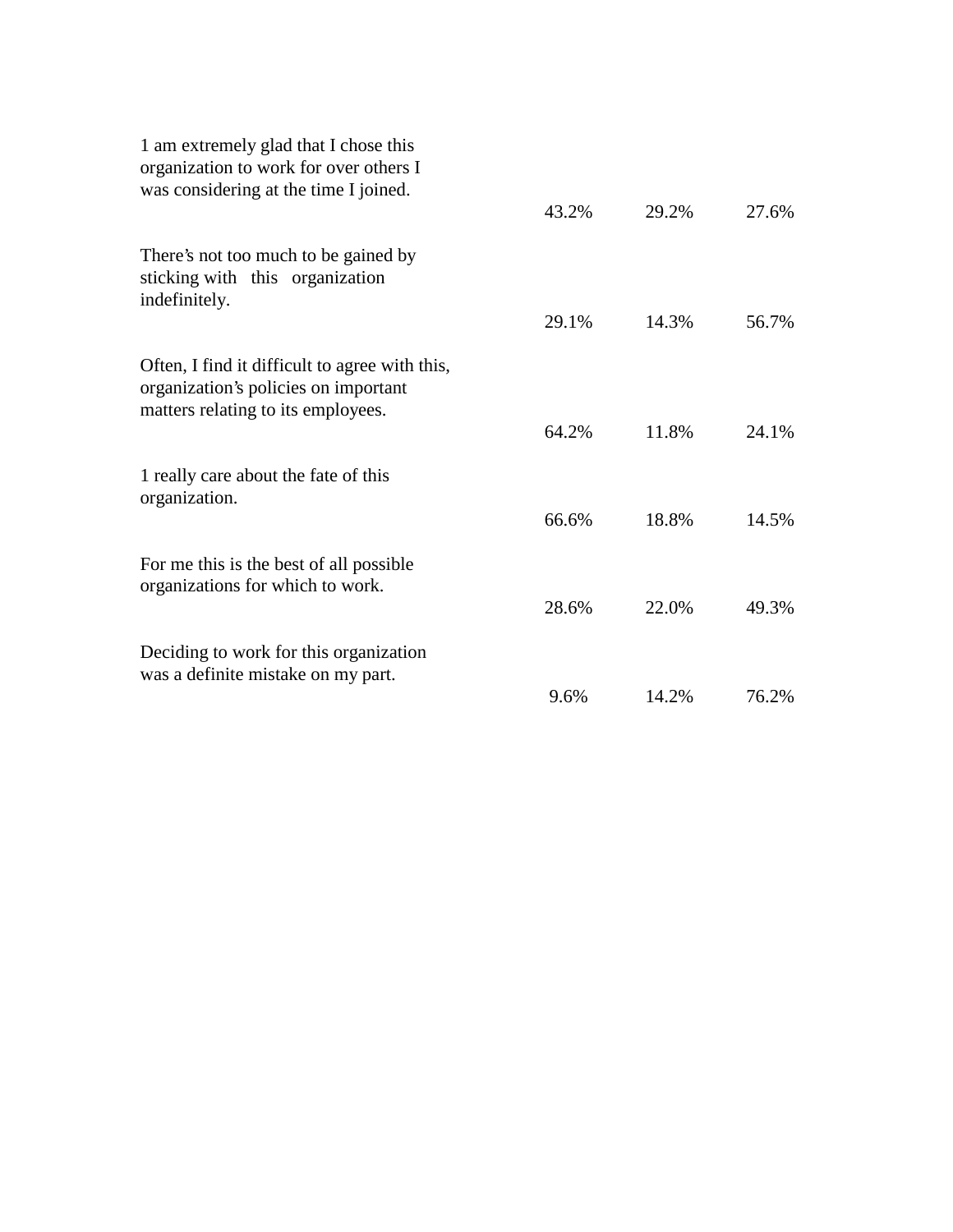| | | | |
|---|---|---|---|
| 1 am extremely glad that I chose this organization to work for over others I was considering at the time I joined. | 43.2% | 29.2% | 27.6% |
| There's not too much to be gained by sticking with this organization indefinitely. | 29.1% | 14.3% | 56.7% |
| Often, I find it difficult to agree with this, organization's policies on important matters relating to its employees. | 64.2% | 11.8% | 24.1% |
| 1 really care about the fate of this organization. | 66.6% | 18.8% | 14.5% |
| For me this is the best of all possible organizations for which to work. | 28.6% | 22.0% | 49.3% |
| Deciding to work for this organization was a definite mistake on my part. | 9.6% | 14.2% | 76.2% |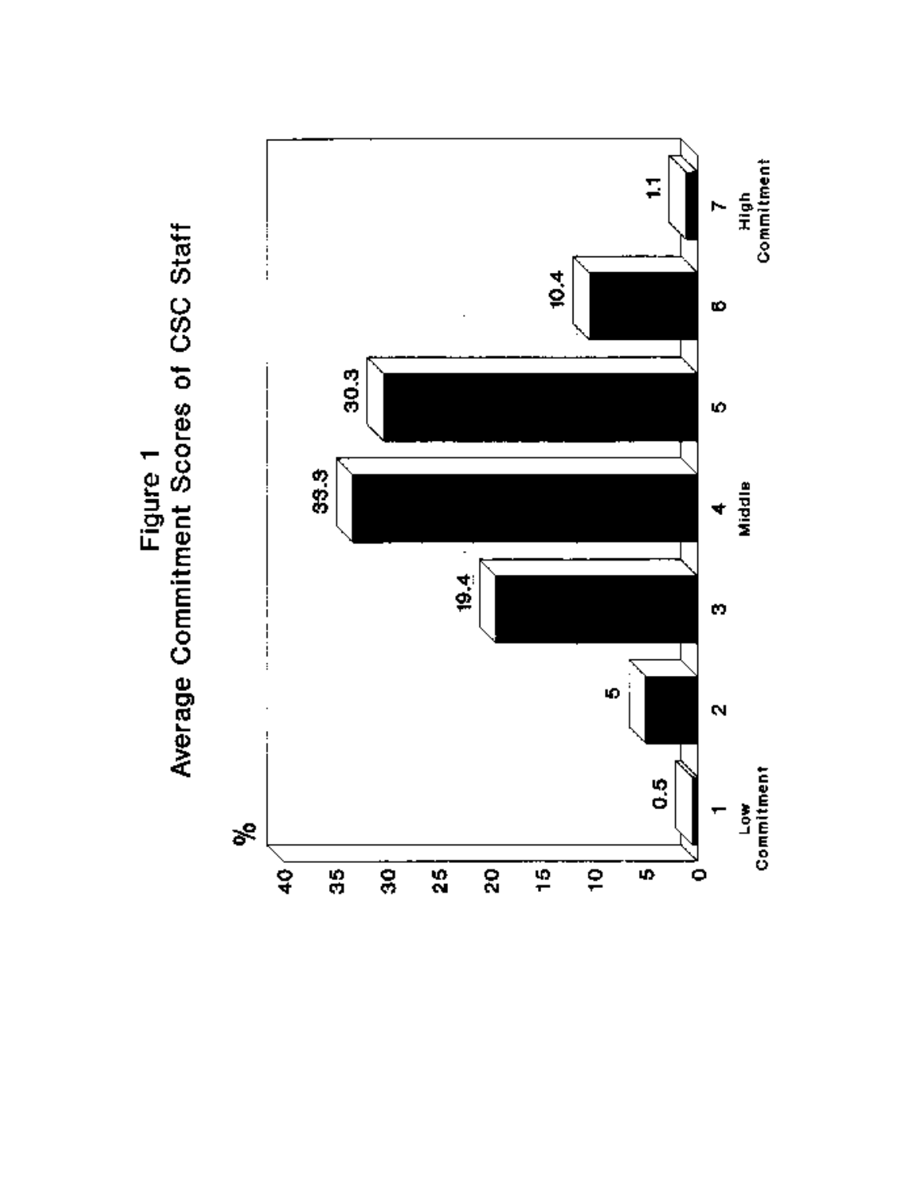Figure 1
Average Commitment Scores of CSC Staff

| Commitment score | % |
| --- | --- |
| 1 (Low Commitment) | 0.5 |
| 2 | 5 |
| 3 | 19.4 |
| 4 (Middle) | 33.3 |
| 5 | 30.3 |
| 6 | 10.4 |
| 7 (High Commitment) | 1.1 |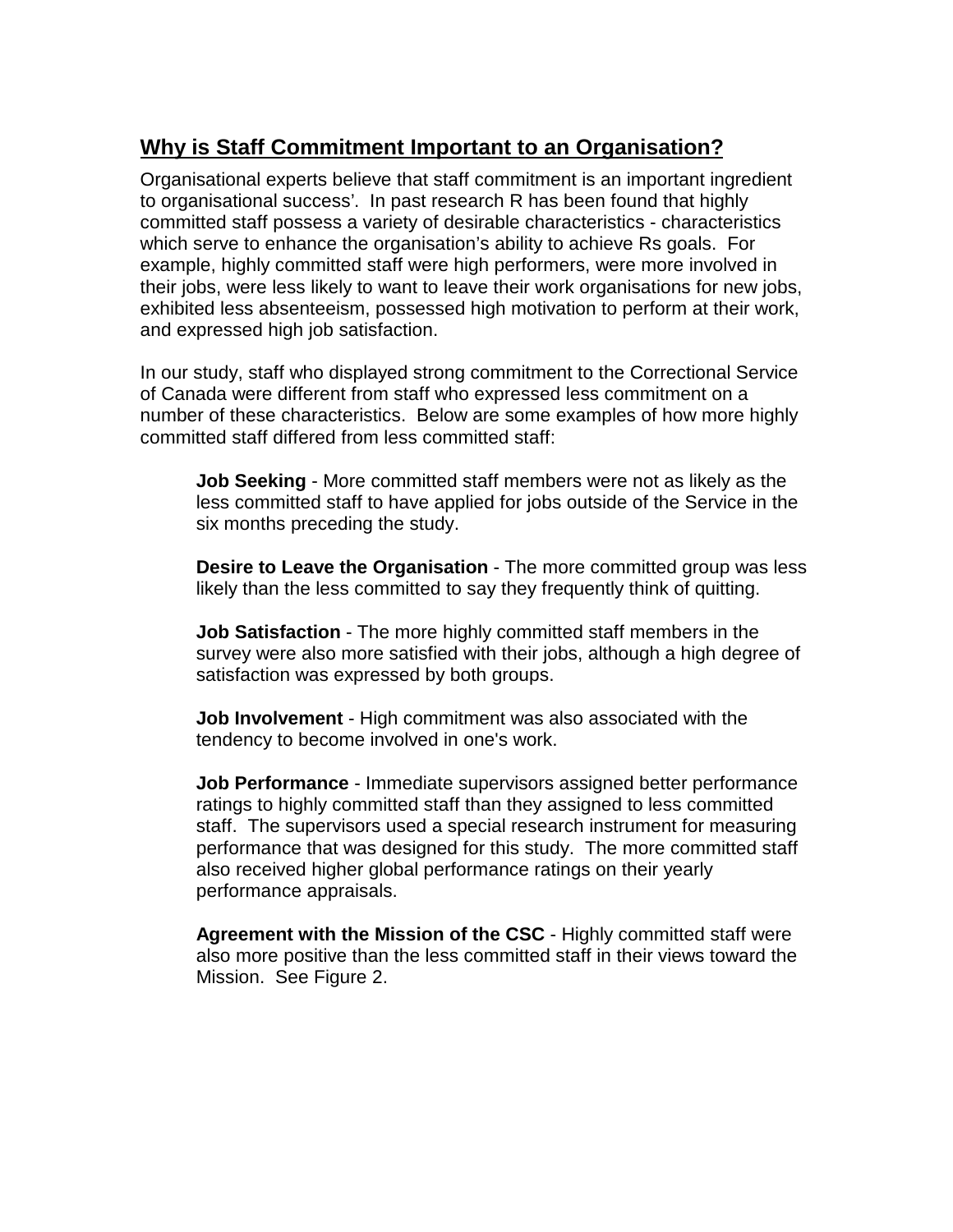## Why is Staff Commitment Important to an Organisation?

Organisational experts believe that staff commitment is an important ingredient to organisational success'. In past research R has been found that highly committed staff possess a variety of desirable characteristics - characteristics which serve to enhance the organisation's ability to achieve Rs goals. For example, highly committed staff were high performers, were more involved in their jobs, were less likely to want to leave their work organisations for new jobs, exhibited less absenteeism, possessed high motivation to perform at their work, and expressed high job satisfaction.

In our study, staff who displayed strong commitment to the Correctional Service of Canada were different from staff who expressed less commitment on a number of these characteristics. Below are some examples of how more highly committed staff differed from less committed staff:

**Job Seeking** - More committed staff members were not as likely as the less committed staff to have applied for jobs outside of the Service in the six months preceding the study.

**Desire to Leave the Organisation** - The more committed group was less likely than the less committed to say they frequently think of quitting.

**Job Satisfaction** - The more highly committed staff members in the survey were also more satisfied with their jobs, although a high degree of satisfaction was expressed by both groups.

**Job Involvement** - High commitment was also associated with the tendency to become involved in one's work.

**Job Performance** - Immediate supervisors assigned better performance ratings to highly committed staff than they assigned to less committed staff. The supervisors used a special research instrument for measuring performance that was designed for this study. The more committed staff also received higher global performance ratings on their yearly performance appraisals.

**Agreement with the Mission of the CSC** - Highly committed staff were also more positive than the less committed staff in their views toward the Mission. See Figure 2.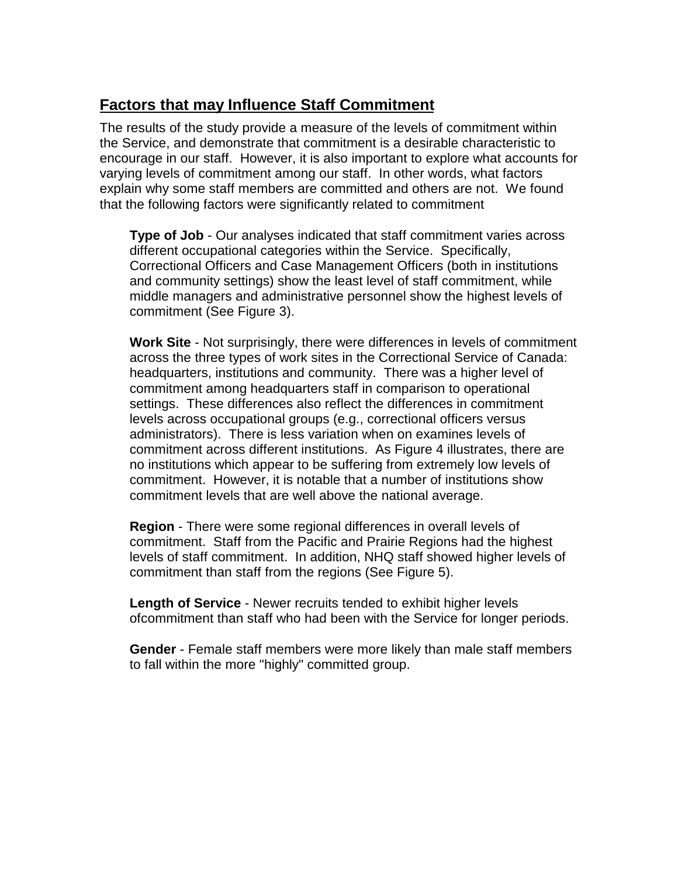## Factors that may Influence Staff Commitment

The results of the study provide a measure of the levels of commitment within the Service, and demonstrate that commitment is a desirable characteristic to encourage in our staff. However, it is also important to explore what accounts for varying levels of commitment among our staff. In other words, what factors explain why some staff members are committed and others are not. We found that the following factors were significantly related to commitment

**Type of Job** - Our analyses indicated that staff commitment varies across different occupational categories within the Service. Specifically, Correctional Officers and Case Management Officers (both in institutions and community settings) show the least level of staff commitment, while middle managers and administrative personnel show the highest levels of commitment (See Figure 3).

**Work Site** - Not surprisingly, there were differences in levels of commitment across the three types of work sites in the Correctional Service of Canada: headquarters, institutions and community. There was a higher level of commitment among headquarters staff in comparison to operational settings. These differences also reflect the differences in commitment levels across occupational groups (e.g., correctional officers versus administrators). There is less variation when on examines levels of commitment across different institutions. As Figure 4 illustrates, there are no institutions which appear to be suffering from extremely low levels of commitment. However, it is notable that a number of institutions show commitment levels that are well above the national average.

**Region** - There were some regional differences in overall levels of commitment. Staff from the Pacific and Prairie Regions had the highest levels of staff commitment. In addition, NHQ staff showed higher levels of commitment than staff from the regions (See Figure 5).

**Length of Service** - Newer recruits tended to exhibit higher levels ofcommitment than staff who had been with the Service for longer periods.

**Gender** - Female staff members were more likely than male staff members to fall within the more "highly" committed group.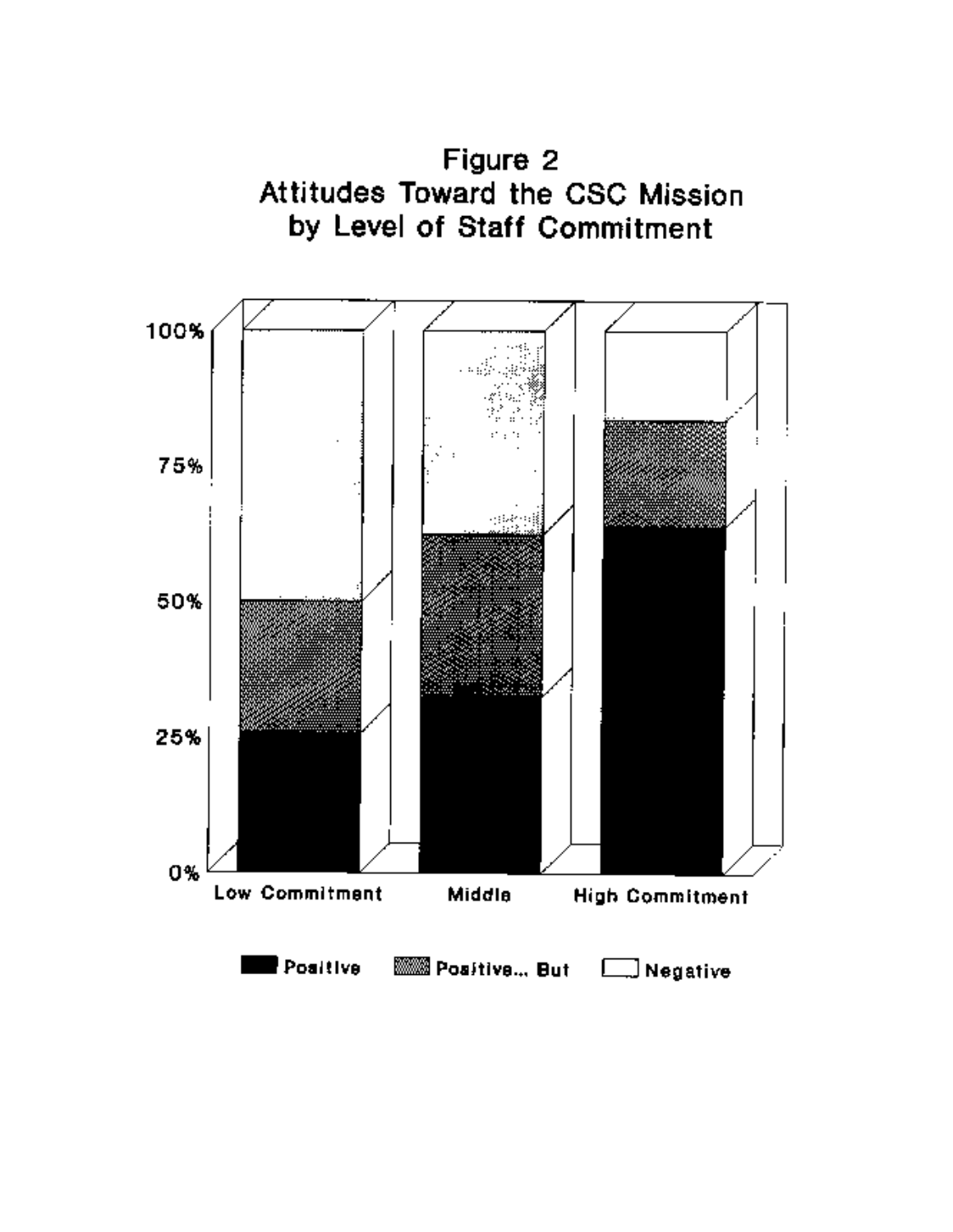# Figure 2
## Attitudes Toward the CSC Mission by Level of Staff Commitment

100%

75%

50%

25%

0%

Low Commitment | Middle | High Commitment

Positive | Positive... But | Negative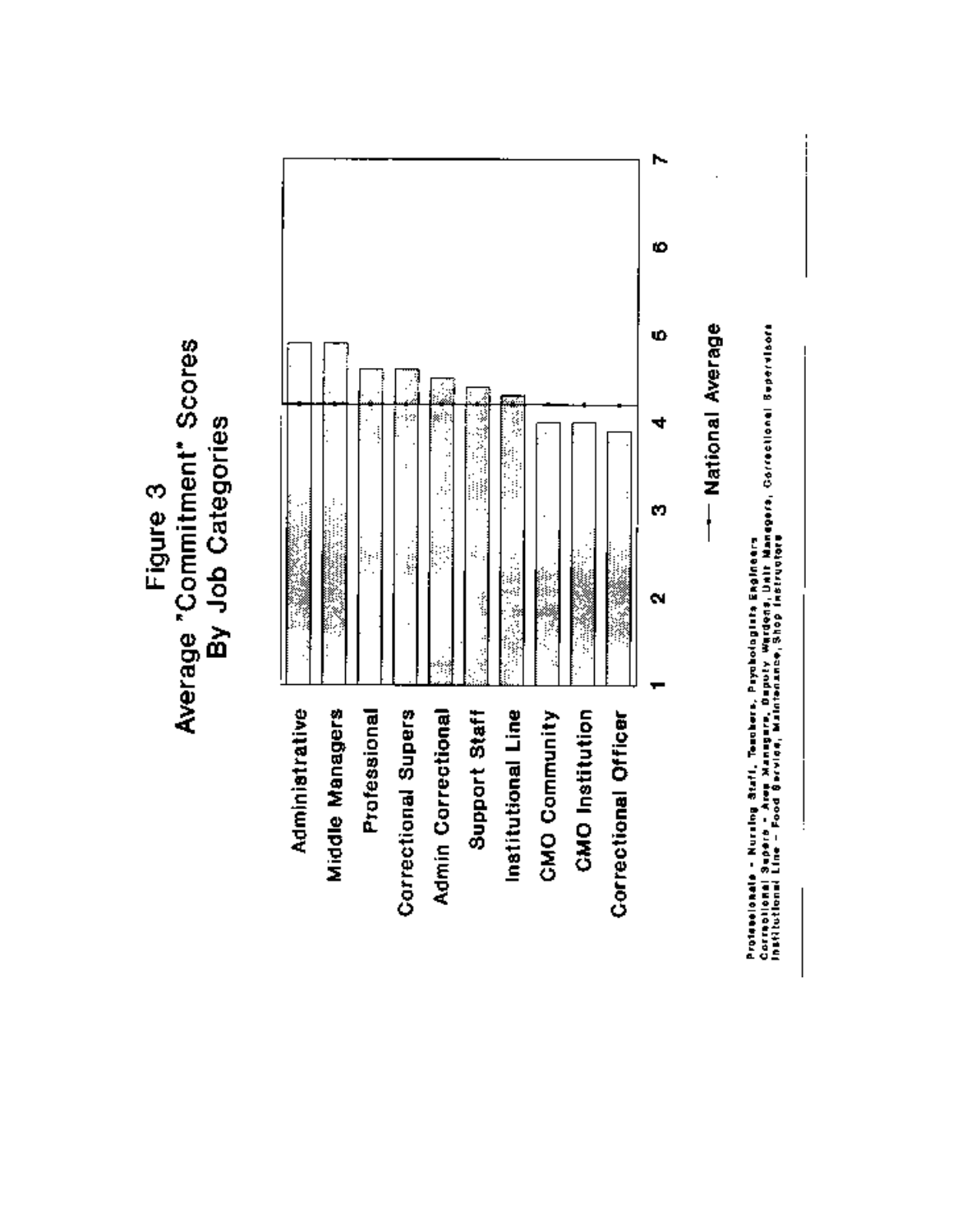# Figure 3
## Average "Commitment" Scores By Job Categories

| Job Category |
| --- |
| Administrative |
| Middle Managers |
| Professional |
| Correctional Supers |
| Admin Correctional |
| Support Staff |
| Institutional Line |
| CMO Community |
| CMO Institution |
| Correctional Officer |

Scale: 1 2 3 4 5 6 7

— National Average

Professionals - Nursing Staff, Teachers, Psychologists Engineers
Correctional Supers - Area Managers, Deputy Wardens, Unit Managers, Correctional Supervisors
Institutional Line - Food Service, Maintenance, Shop Instructors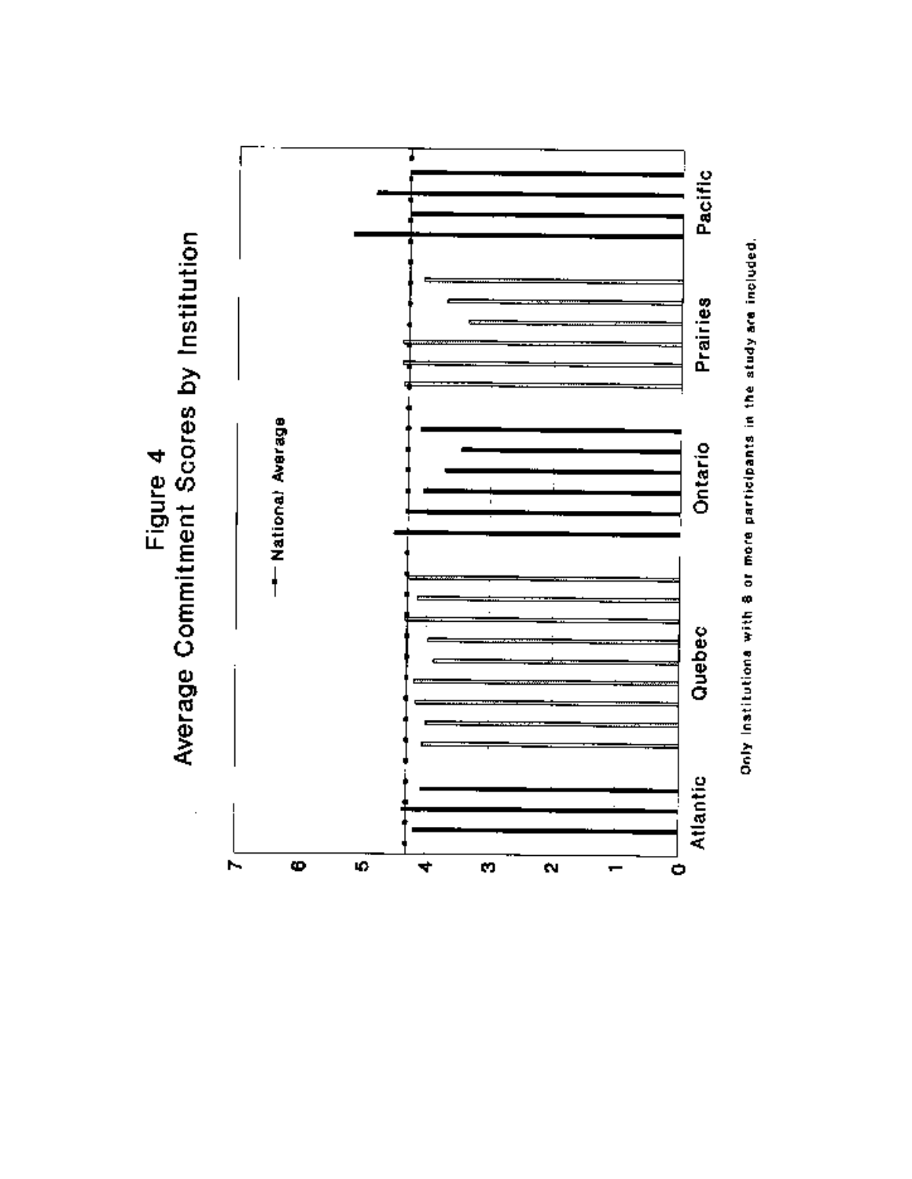# Figure 4
## Average Commitment Scores by Institution

— National Average

Atlantic | Quebec | Ontario | Prairies | Pacific

Only institutions with 8 or more participants in the study are included.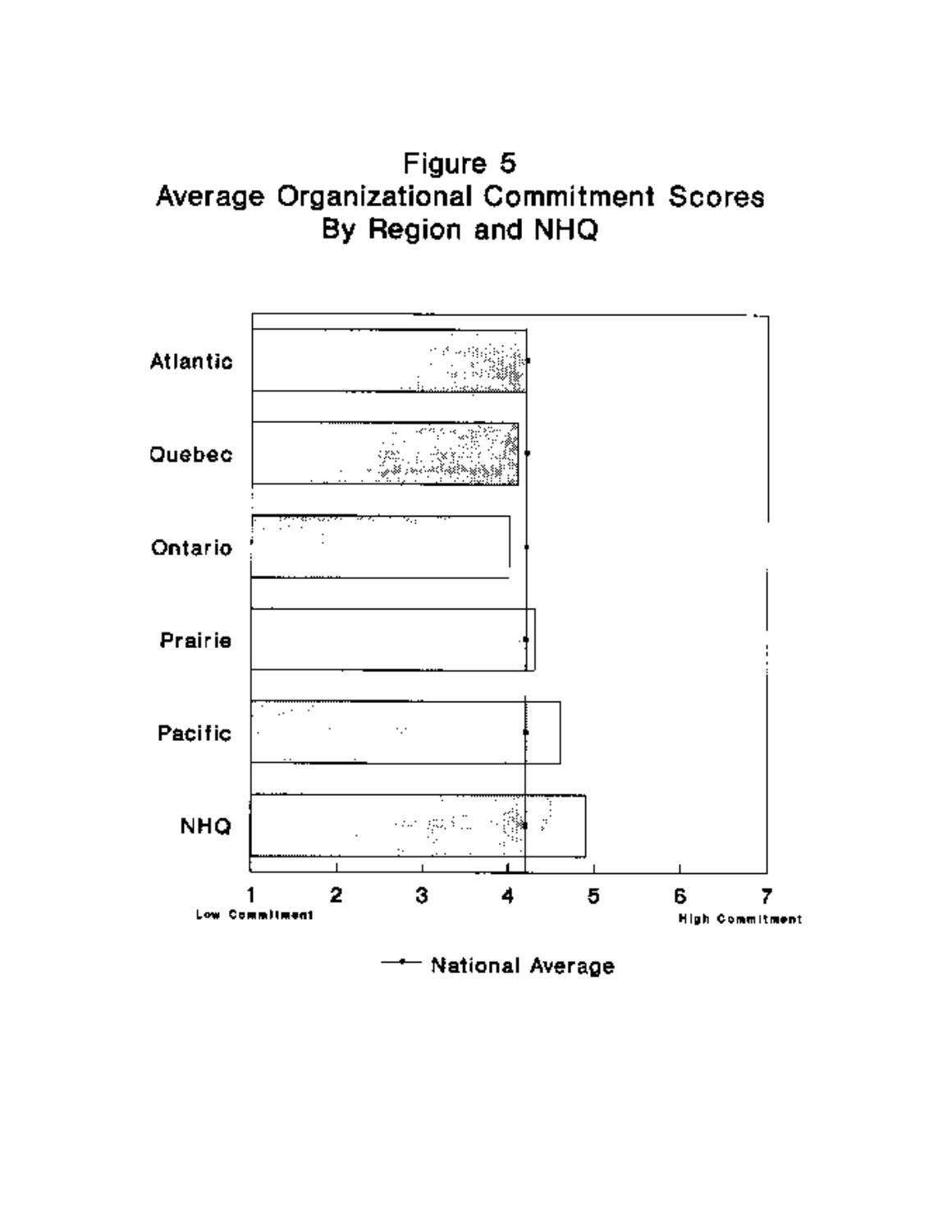# Figure 5
## Average Organizational Commitment Scores By Region and NHQ

Atlantic

Quebec

Ontario

Prairie

Pacific

NHQ

1 Low Commitment 2 3 4 5 6 7 High Commitment

National Average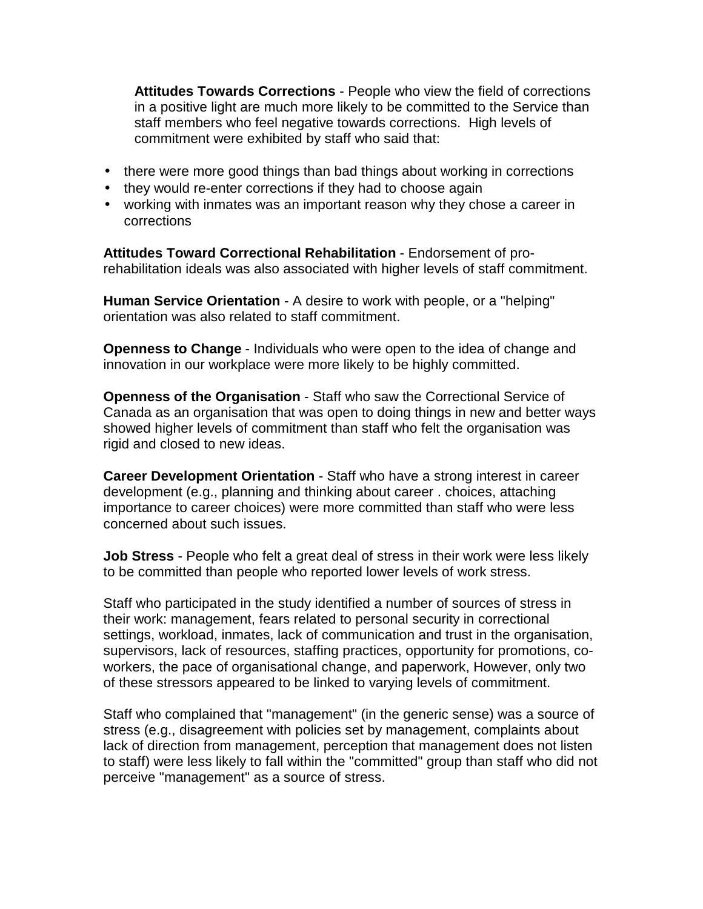**Attitudes Towards Corrections** - People who view the field of corrections in a positive light are much more likely to be committed to the Service than staff members who feel negative towards corrections. High levels of commitment were exhibited by staff who said that:

- there were more good things than bad things about working in corrections
- they would re-enter corrections if they had to choose again
- working with inmates was an important reason why they chose a career in corrections

**Attitudes Toward Correctional Rehabilitation** - Endorsement of pro-rehabilitation ideals was also associated with higher levels of staff commitment.

**Human Service Orientation** - A desire to work with people, or a "helping" orientation was also related to staff commitment.

**Openness to Change** - Individuals who were open to the idea of change and innovation in our workplace were more likely to be highly committed.

**Openness of the Organisation** - Staff who saw the Correctional Service of Canada as an organisation that was open to doing things in new and better ways showed higher levels of commitment than staff who felt the organisation was rigid and closed to new ideas.

**Career Development Orientation** - Staff who have a strong interest in career development (e.g., planning and thinking about career . choices, attaching importance to career choices) were more committed than staff who were less concerned about such issues.

**Job Stress** - People who felt a great deal of stress in their work were less likely to be committed than people who reported lower levels of work stress.

Staff who participated in the study identified a number of sources of stress in their work: management, fears related to personal security in correctional settings, workload, inmates, lack of communication and trust in the organisation, supervisors, lack of resources, staffing practices, opportunity for promotions, co-workers, the pace of organisational change, and paperwork, However, only two of these stressors appeared to be linked to varying levels of commitment.

Staff who complained that "management" (in the generic sense) was a source of stress (e.g., disagreement with policies set by management, complaints about lack of direction from management, perception that management does not listen to staff) were less likely to fall within the "committed" group than staff who did not perceive "management" as a source of stress.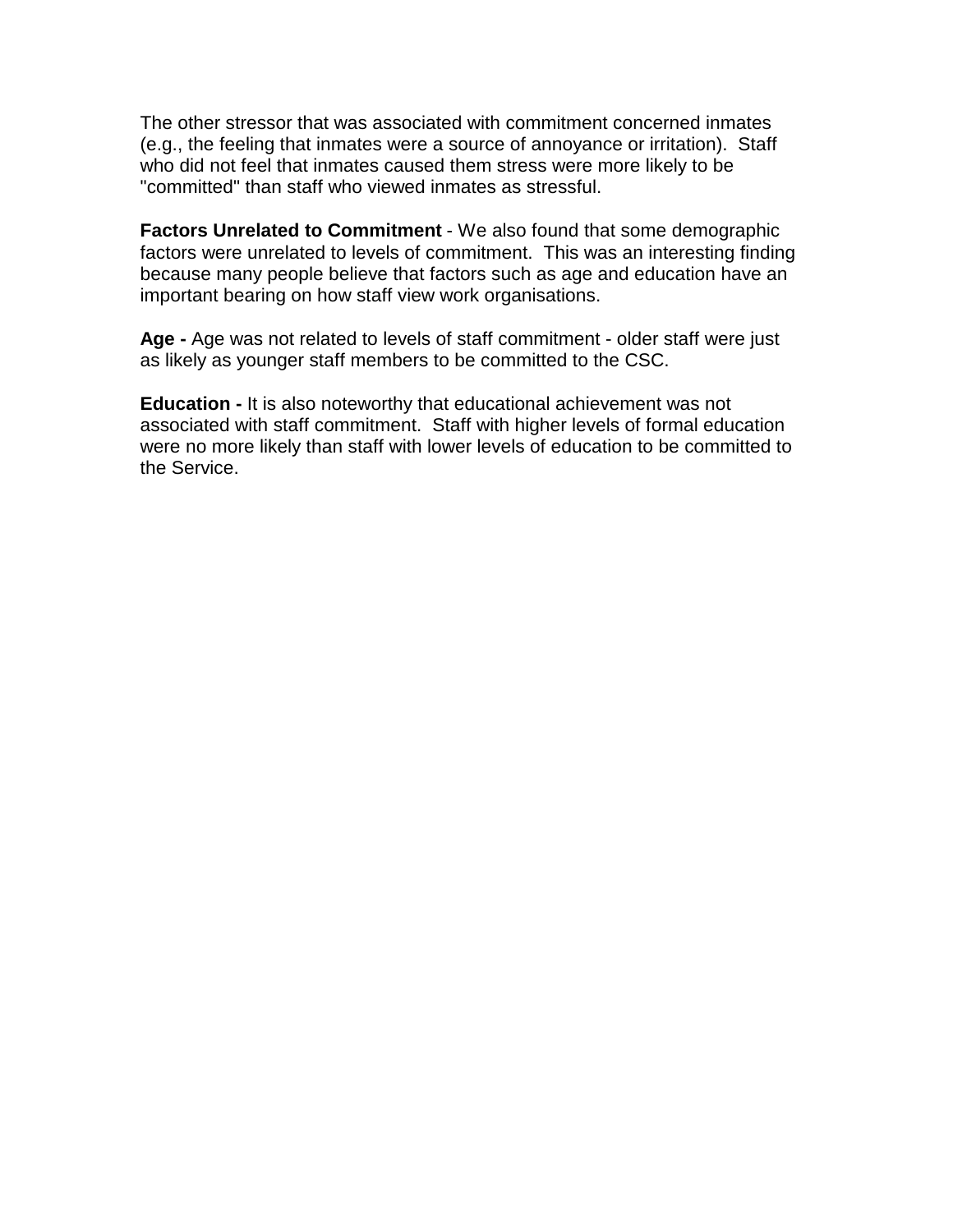The other stressor that was associated with commitment concerned inmates (e.g., the feeling that inmates were a source of annoyance or irritation). Staff who did not feel that inmates caused them stress were more likely to be "committed" than staff who viewed inmates as stressful.

**Factors Unrelated to Commitment** - We also found that some demographic factors were unrelated to levels of commitment. This was an interesting finding because many people believe that factors such as age and education have an important bearing on how staff view work organisations.

**Age -** Age was not related to levels of staff commitment - older staff were just as likely as younger staff members to be committed to the CSC.

**Education -** It is also noteworthy that educational achievement was not associated with staff commitment. Staff with higher levels of formal education were no more likely than staff with lower levels of education to be committed to the Service.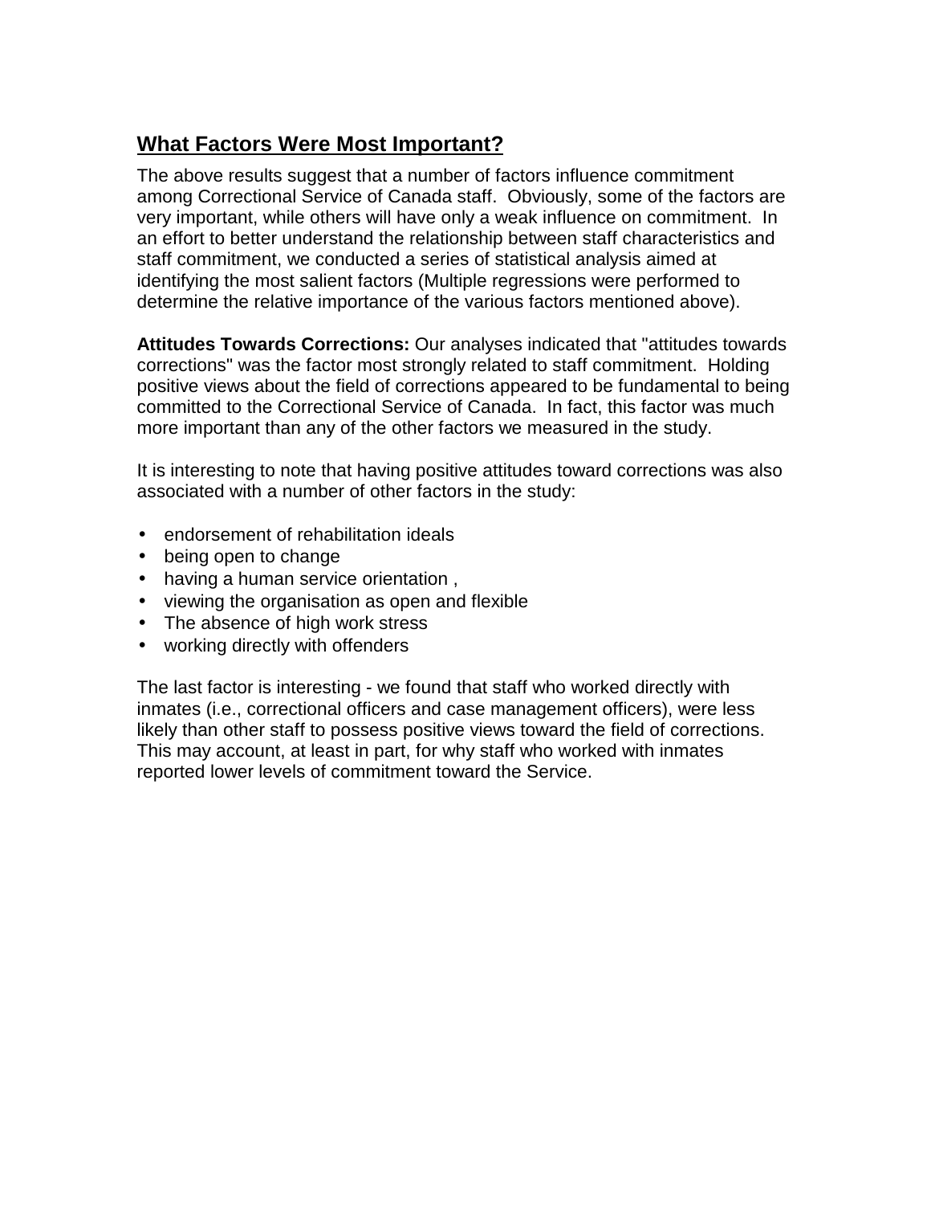## What Factors Were Most Important?

The above results suggest that a number of factors influence commitment among Correctional Service of Canada staff. Obviously, some of the factors are very important, while others will have only a weak influence on commitment. In an effort to better understand the relationship between staff characteristics and staff commitment, we conducted a series of statistical analysis aimed at identifying the most salient factors (Multiple regressions were performed to determine the relative importance of the various factors mentioned above).

**Attitudes Towards Corrections:** Our analyses indicated that "attitudes towards corrections" was the factor most strongly related to staff commitment. Holding positive views about the field of corrections appeared to be fundamental to being committed to the Correctional Service of Canada. In fact, this factor was much more important than any of the other factors we measured in the study.

It is interesting to note that having positive attitudes toward corrections was also associated with a number of other factors in the study:

- endorsement of rehabilitation ideals
- being open to change
- having a human service orientation ,
- viewing the organisation as open and flexible
- The absence of high work stress
- working directly with offenders

The last factor is interesting - we found that staff who worked directly with inmates (i.e., correctional officers and case management officers), were less likely than other staff to possess positive views toward the field of corrections. This may account, at least in part, for why staff who worked with inmates reported lower levels of commitment toward the Service.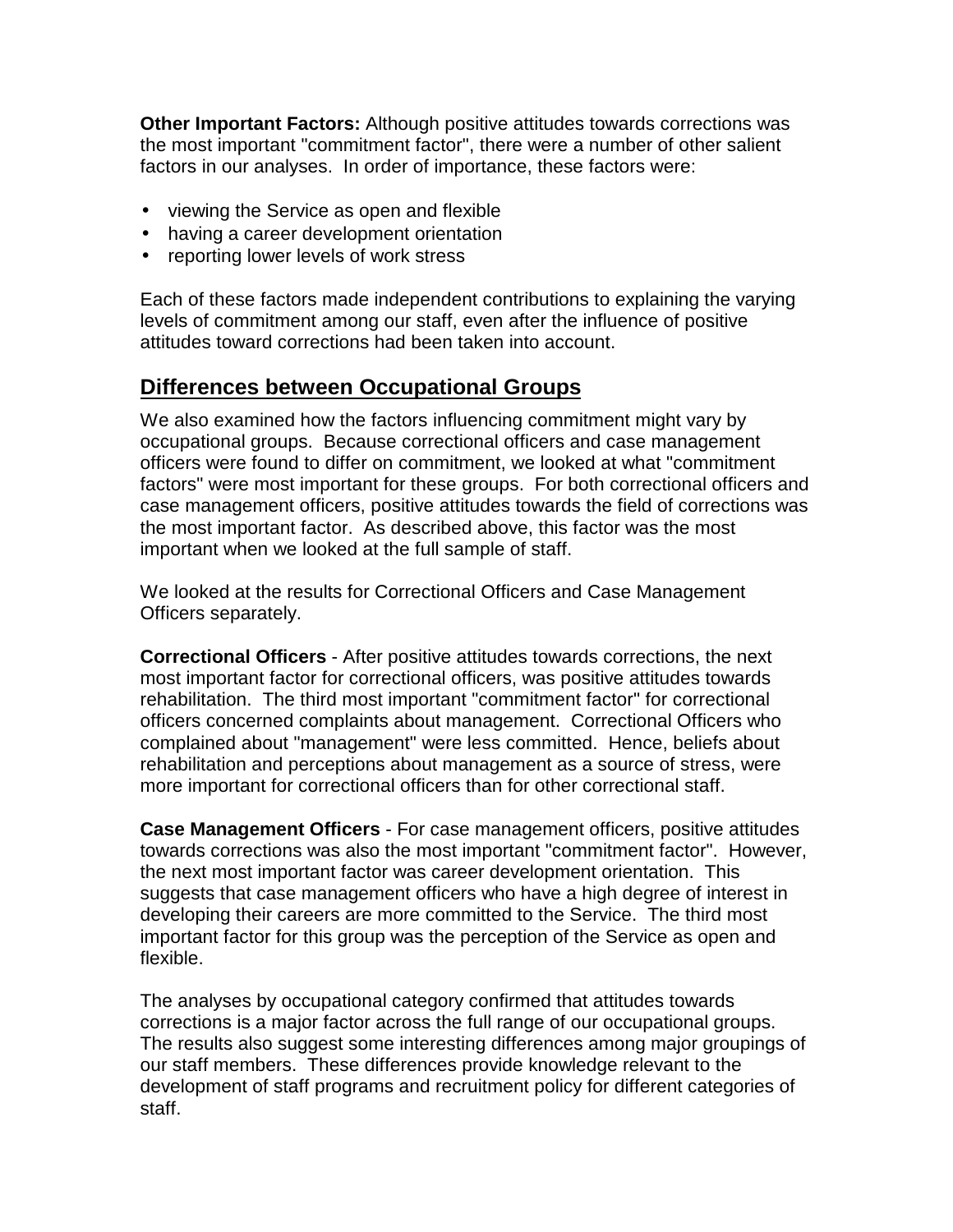**Other Important Factors:** Although positive attitudes towards corrections was the most important "commitment factor", there were a number of other salient factors in our analyses. In order of importance, these factors were:

- viewing the Service as open and flexible
- having a career development orientation
- reporting lower levels of work stress

Each of these factors made independent contributions to explaining the varying levels of commitment among our staff, even after the influence of positive attitudes toward corrections had been taken into account.

## Differences between Occupational Groups

We also examined how the factors influencing commitment might vary by occupational groups. Because correctional officers and case management officers were found to differ on commitment, we looked at what "commitment factors" were most important for these groups. For both correctional officers and case management officers, positive attitudes towards the field of corrections was the most important factor. As described above, this factor was the most important when we looked at the full sample of staff.

We looked at the results for Correctional Officers and Case Management Officers separately.

**Correctional Officers** - After positive attitudes towards corrections, the next most important factor for correctional officers, was positive attitudes towards rehabilitation. The third most important "commitment factor" for correctional officers concerned complaints about management. Correctional Officers who complained about "management" were less committed. Hence, beliefs about rehabilitation and perceptions about management as a source of stress, were more important for correctional officers than for other correctional staff.

**Case Management Officers** - For case management officers, positive attitudes towards corrections was also the most important "commitment factor". However, the next most important factor was career development orientation. This suggests that case management officers who have a high degree of interest in developing their careers are more committed to the Service. The third most important factor for this group was the perception of the Service as open and flexible.

The analyses by occupational category confirmed that attitudes towards corrections is a major factor across the full range of our occupational groups. The results also suggest some interesting differences among major groupings of our staff members. These differences provide knowledge relevant to the development of staff programs and recruitment policy for different categories of staff.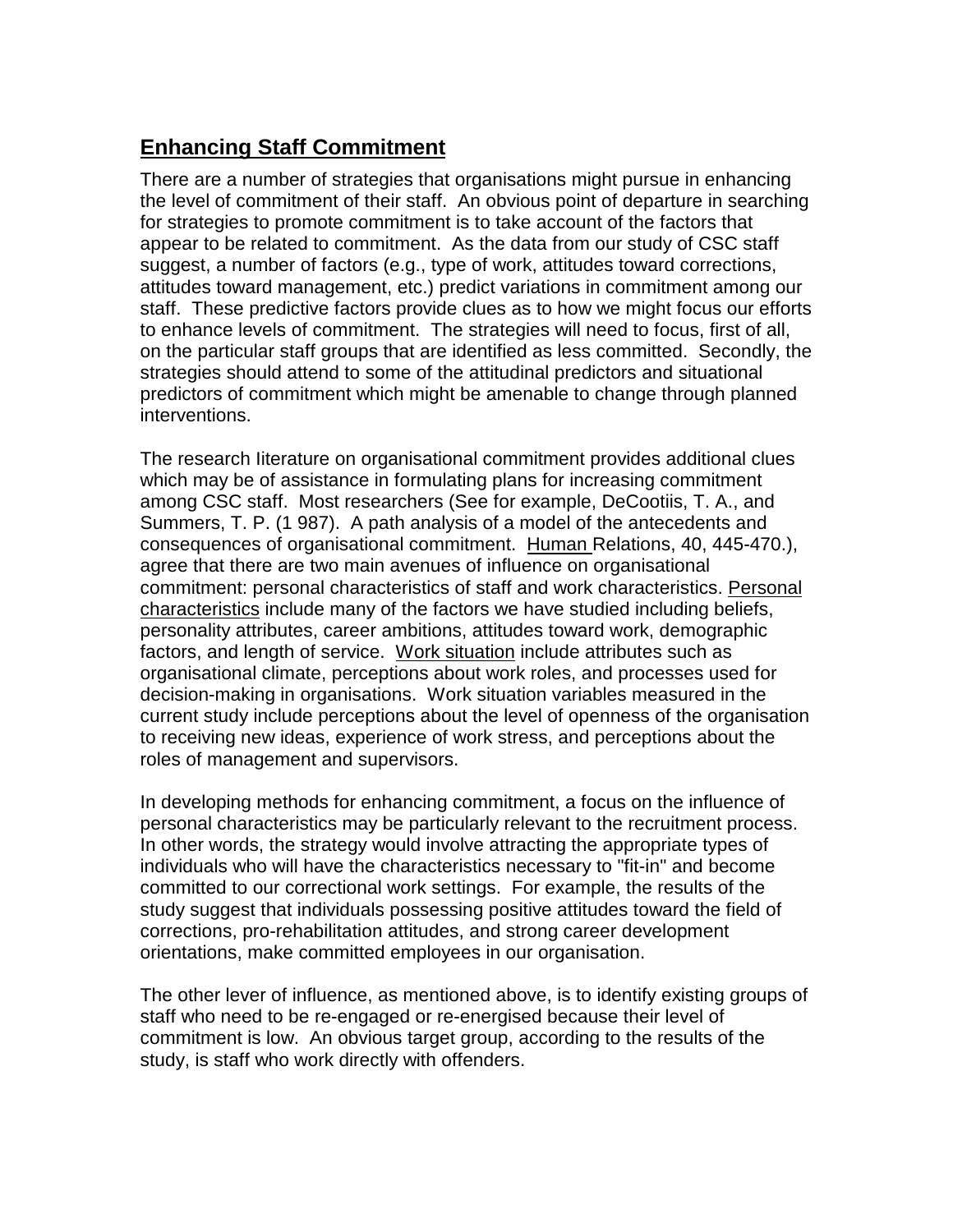## **Enhancing Staff Commitment**

There are a number of strategies that organisations might pursue in enhancing the level of commitment of their staff. An obvious point of departure in searching for strategies to promote commitment is to take account of the factors that appear to be related to commitment. As the data from our study of CSC staff suggest, a number of factors (e.g., type of work, attitudes toward corrections, attitudes toward management, etc.) predict variations in commitment among our staff. These predictive factors provide clues as to how we might focus our efforts to enhance levels of commitment. The strategies will need to focus, first of all, on the particular staff groups that are identified as less committed. Secondly, the strategies should attend to some of the attitudinal predictors and situational predictors of commitment which might be amenable to change through planned interventions.

The research literature on organisational commitment provides additional clues which may be of assistance in formulating plans for increasing commitment among CSC staff. Most researchers (See for example, DeCootiis, T. A., and Summers, T. P. (1 987). A path analysis of a model of the antecedents and consequences of organisational commitment. Human Relations, 40, 445-470.), agree that there are two main avenues of influence on organisational commitment: personal characteristics of staff and work characteristics. Personal characteristics include many of the factors we have studied including beliefs, personality attributes, career ambitions, attitudes toward work, demographic factors, and length of service. Work situation include attributes such as organisational climate, perceptions about work roles, and processes used for decision-making in organisations. Work situation variables measured in the current study include perceptions about the level of openness of the organisation to receiving new ideas, experience of work stress, and perceptions about the roles of management and supervisors.

In developing methods for enhancing commitment, a focus on the influence of personal characteristics may be particularly relevant to the recruitment process. In other words, the strategy would involve attracting the appropriate types of individuals who will have the characteristics necessary to "fit-in" and become committed to our correctional work settings. For example, the results of the study suggest that individuals possessing positive attitudes toward the field of corrections, pro-rehabilitation attitudes, and strong career development orientations, make committed employees in our organisation.

The other lever of influence, as mentioned above, is to identify existing groups of staff who need to be re-engaged or re-energised because their level of commitment is low. An obvious target group, according to the results of the study, is staff who work directly with offenders.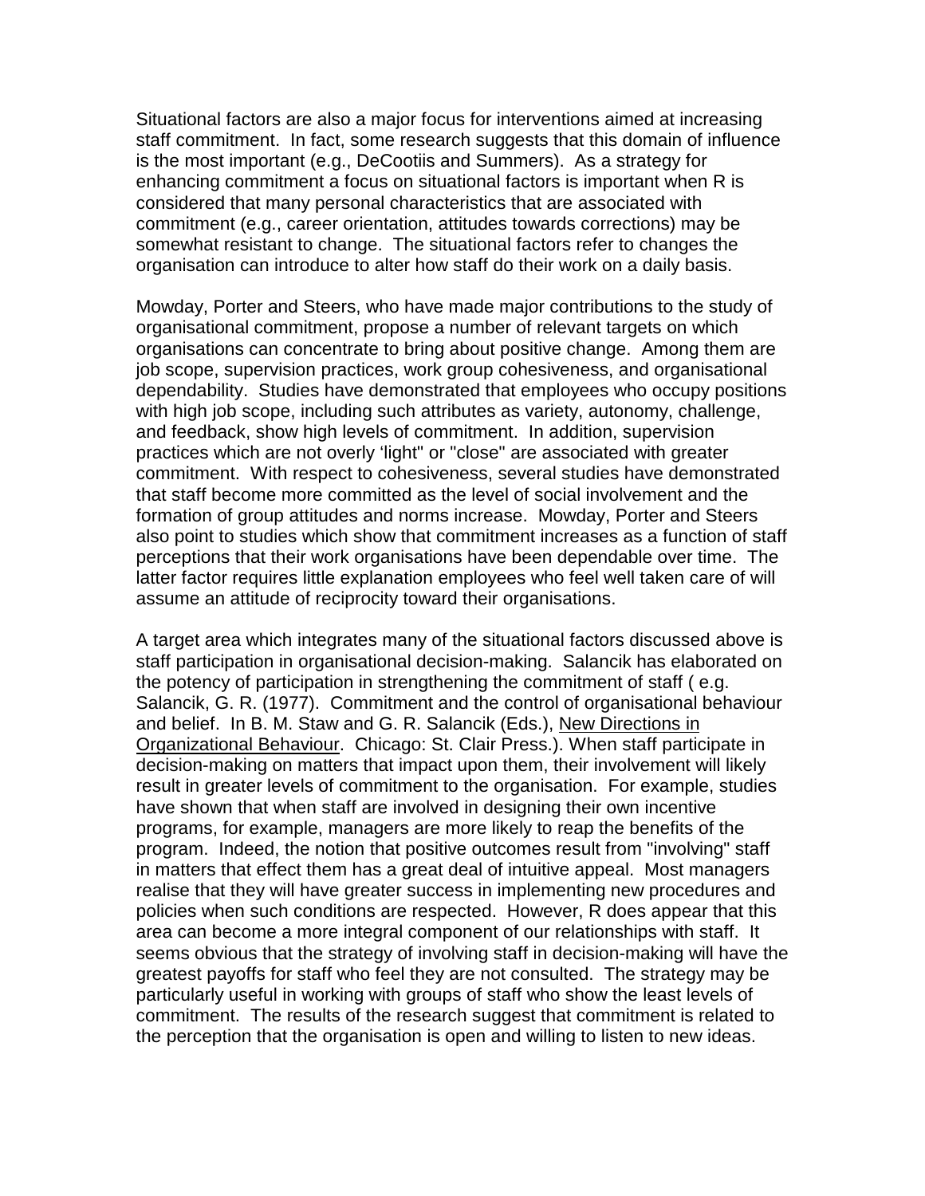Situational factors are also a major focus for interventions aimed at increasing staff commitment. In fact, some research suggests that this domain of influence is the most important (e.g., DeCootiis and Summers). As a strategy for enhancing commitment a focus on situational factors is important when R is considered that many personal characteristics that are associated with commitment (e.g., career orientation, attitudes towards corrections) may be somewhat resistant to change. The situational factors refer to changes the organisation can introduce to alter how staff do their work on a daily basis.

Mowday, Porter and Steers, who have made major contributions to the study of organisational commitment, propose a number of relevant targets on which organisations can concentrate to bring about positive change. Among them are job scope, supervision practices, work group cohesiveness, and organisational dependability. Studies have demonstrated that employees who occupy positions with high job scope, including such attributes as variety, autonomy, challenge, and feedback, show high levels of commitment. In addition, supervision practices which are not overly 'light" or "close" are associated with greater commitment. With respect to cohesiveness, several studies have demonstrated that staff become more committed as the level of social involvement and the formation of group attitudes and norms increase. Mowday, Porter and Steers also point to studies which show that commitment increases as a function of staff perceptions that their work organisations have been dependable over time. The latter factor requires little explanation employees who feel well taken care of will assume an attitude of reciprocity toward their organisations.

A target area which integrates many of the situational factors discussed above is staff participation in organisational decision-making. Salancik has elaborated on the potency of participation in strengthening the commitment of staff ( e.g. Salancik, G. R. (1977). Commitment and the control of organisational behaviour and belief. In B. M. Staw and G. R. Salancik (Eds.), New Directions in Organizational Behaviour. Chicago: St. Clair Press.). When staff participate in decision-making on matters that impact upon them, their involvement will likely result in greater levels of commitment to the organisation. For example, studies have shown that when staff are involved in designing their own incentive programs, for example, managers are more likely to reap the benefits of the program. Indeed, the notion that positive outcomes result from "involving" staff in matters that effect them has a great deal of intuitive appeal. Most managers realise that they will have greater success in implementing new procedures and policies when such conditions are respected. However, R does appear that this area can become a more integral component of our relationships with staff. It seems obvious that the strategy of involving staff in decision-making will have the greatest payoffs for staff who feel they are not consulted. The strategy may be particularly useful in working with groups of staff who show the least levels of commitment. The results of the research suggest that commitment is related to the perception that the organisation is open and willing to listen to new ideas.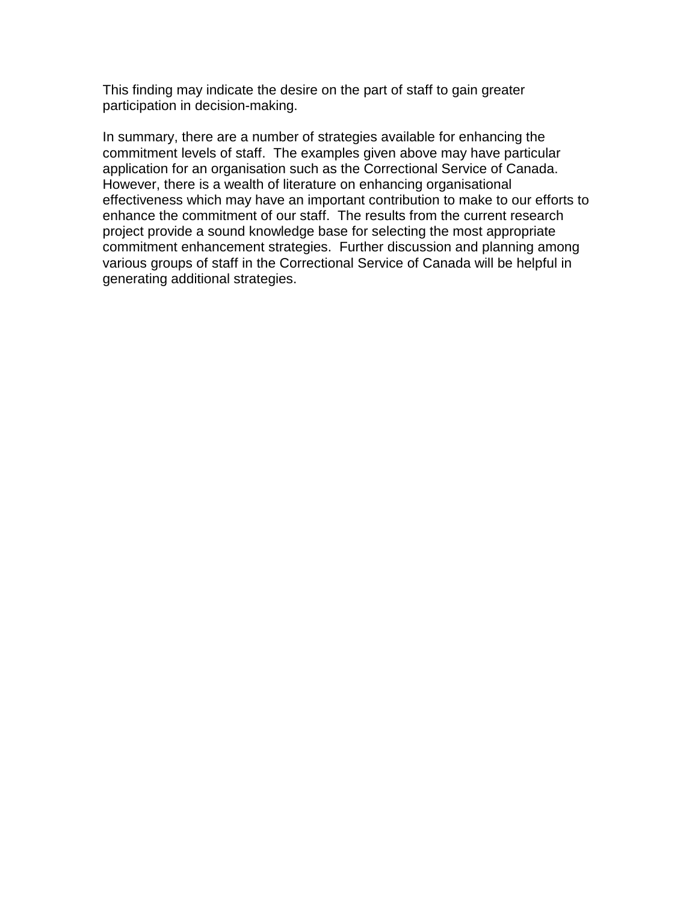This finding may indicate the desire on the part of staff to gain greater participation in decision-making.

In summary, there are a number of strategies available for enhancing the commitment levels of staff.  The examples given above may have particular application for an organisation such as the Correctional Service of Canada.  However, there is a wealth of literature on enhancing organisational effectiveness which may have an important contribution to make to our efforts to enhance the commitment of our staff.  The results from the current research project provide a sound knowledge base for selecting the most appropriate commitment enhancement strategies.  Further discussion and planning among various groups of staff in the Correctional Service of Canada will be helpful in generating additional strategies.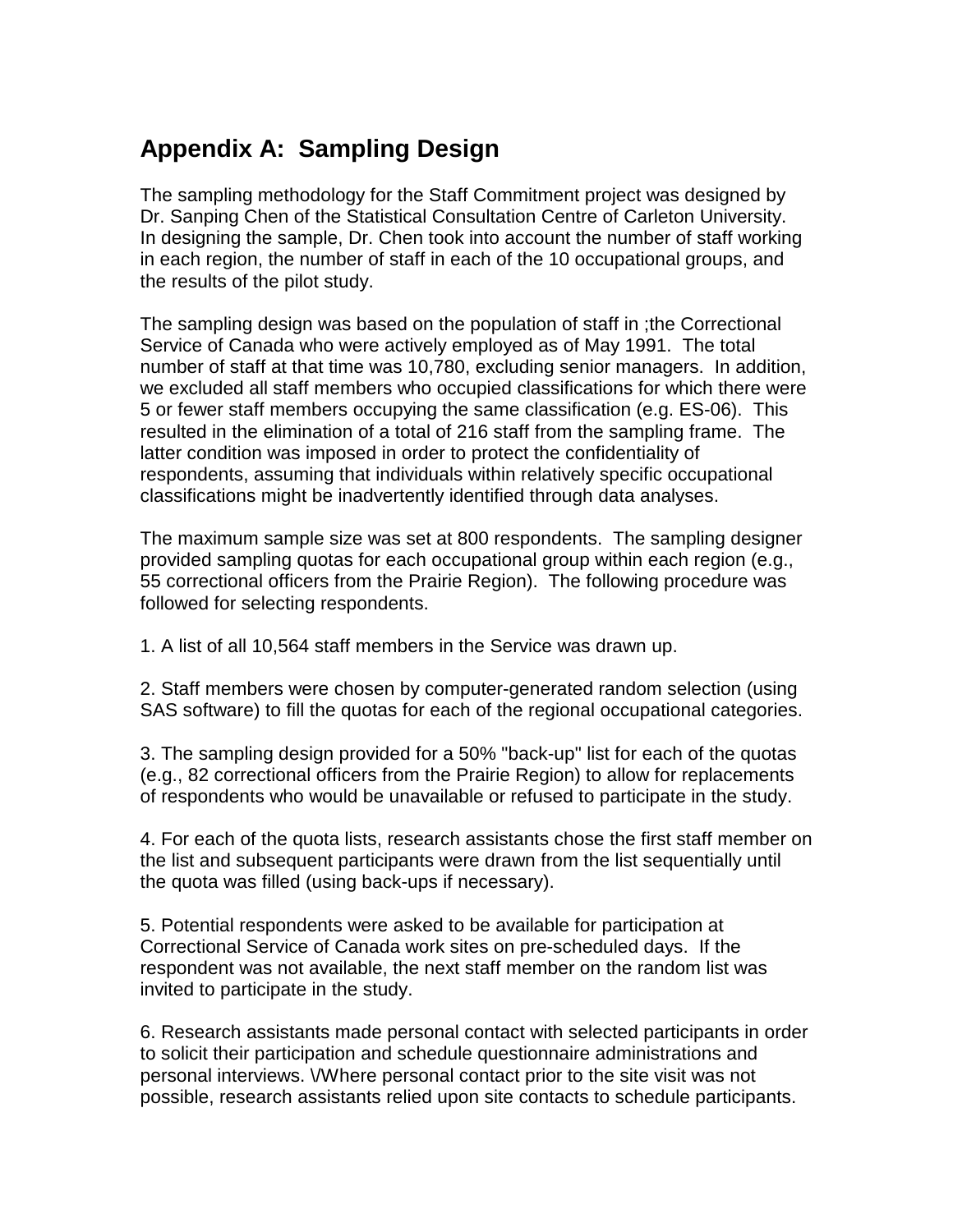## Appendix A: Sampling Design

The sampling methodology for the Staff Commitment project was designed by Dr. Sanping Chen of the Statistical Consultation Centre of Carleton University. In designing the sample, Dr. Chen took into account the number of staff working in each region, the number of staff in each of the 10 occupational groups, and the results of the pilot study.

The sampling design was based on the population of staff in ;the Correctional Service of Canada who were actively employed as of May 1991. The total number of staff at that time was 10,780, excluding senior managers. In addition, we excluded all staff members who occupied classifications for which there were 5 or fewer staff members occupying the same classification (e.g. ES-06). This resulted in the elimination of a total of 216 staff from the sampling frame. The latter condition was imposed in order to protect the confidentiality of respondents, assuming that individuals within relatively specific occupational classifications might be inadvertently identified through data analyses.

The maximum sample size was set at 800 respondents. The sampling designer provided sampling quotas for each occupational group within each region (e.g., 55 correctional officers from the Prairie Region). The following procedure was followed for selecting respondents.

1. A list of all 10,564 staff members in the Service was drawn up.

2. Staff members were chosen by computer-generated random selection (using SAS software) to fill the quotas for each of the regional occupational categories.

3. The sampling design provided for a 50% "back-up" list for each of the quotas (e.g., 82 correctional officers from the Prairie Region) to allow for replacements of respondents who would be unavailable or refused to participate in the study.

4. For each of the quota lists, research assistants chose the first staff member on the list and subsequent participants were drawn from the list sequentially until the quota was filled (using back-ups if necessary).

5. Potential respondents were asked to be available for participation at Correctional Service of Canada work sites on pre-scheduled days. If the respondent was not available, the next staff member on the random list was invited to participate in the study.

6. Research assistants made personal contact with selected participants in order to solicit their participation and schedule questionnaire administrations and personal interviews. \/Where personal contact prior to the site visit was not possible, research assistants relied upon site contacts to schedule participants.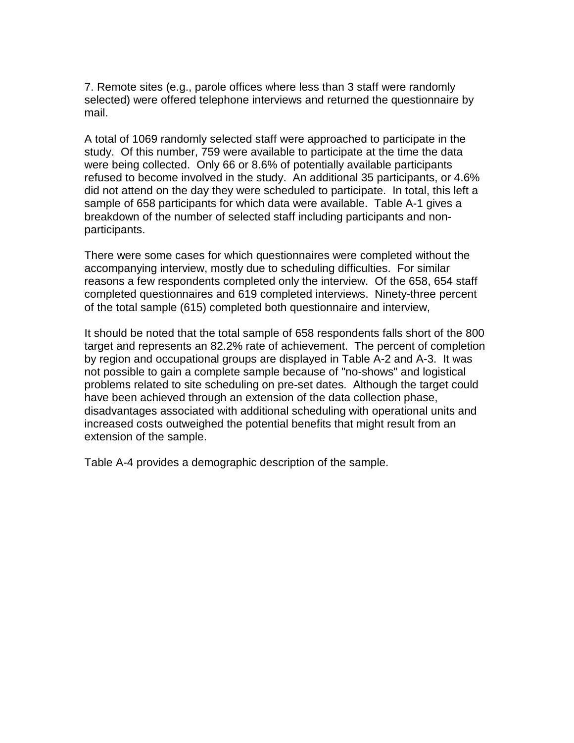7. Remote sites (e.g., parole offices where less than 3 staff were randomly selected) were offered telephone interviews and returned the questionnaire by mail.

A total of 1069 randomly selected staff were approached to participate in the study. Of this number, 759 were available to participate at the time the data were being collected. Only 66 or 8.6% of potentially available participants refused to become involved in the study. An additional 35 participants, or 4.6% did not attend on the day they were scheduled to participate. In total, this left a sample of 658 participants for which data were available. Table A-1 gives a breakdown of the number of selected staff including participants and non-participants.

There were some cases for which questionnaires were completed without the accompanying interview, mostly due to scheduling difficulties. For similar reasons a few respondents completed only the interview. Of the 658, 654 staff completed questionnaires and 619 completed interviews. Ninety-three percent of the total sample (615) completed both questionnaire and interview,

It should be noted that the total sample of 658 respondents falls short of the 800 target and represents an 82.2% rate of achievement. The percent of completion by region and occupational groups are displayed in Table A-2 and A-3. It was not possible to gain a complete sample because of "no-shows" and logistical problems related to site scheduling on pre-set dates. Although the target could have been achieved through an extension of the data collection phase, disadvantages associated with additional scheduling with operational units and increased costs outweighed the potential benefits that might result from an extension of the sample.

Table A-4 provides a demographic description of the sample.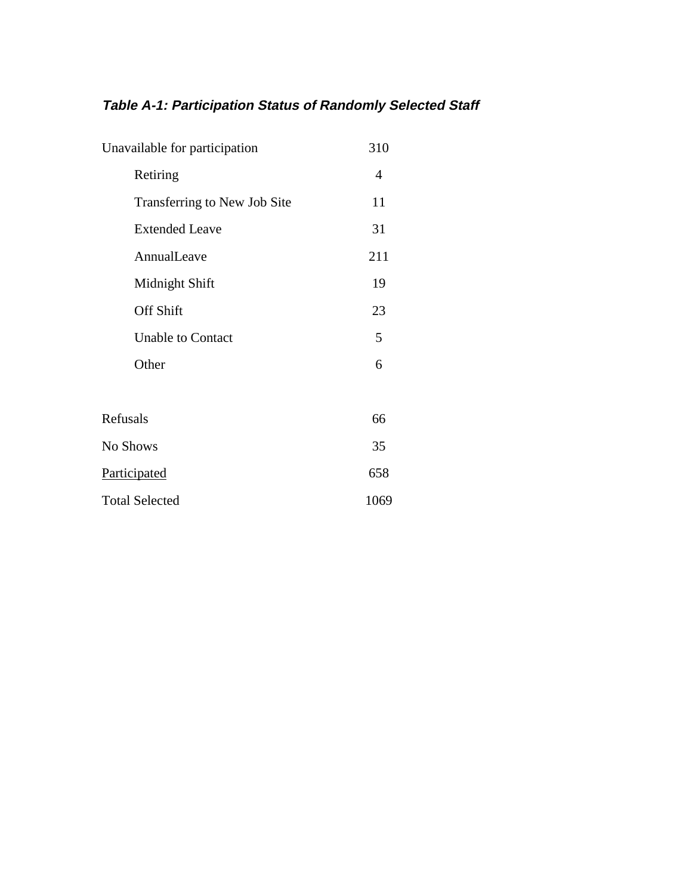***Table A-1: Participation Status of Randomly Selected Staff***

| | |
|---|---|
| Unavailable for participation | 310 |
| Retiring | 4 |
| Transferring to New Job Site | 11 |
| Extended Leave | 31 |
| AnnualLeave | 211 |
| Midnight Shift | 19 |
| Off Shift | 23 |
| Unable to Contact | 5 |
| Other | 6 |
| | |
| Refusals | 66 |
| No Shows | 35 |
| Participated | 658 |
| Total Selected | 1069 |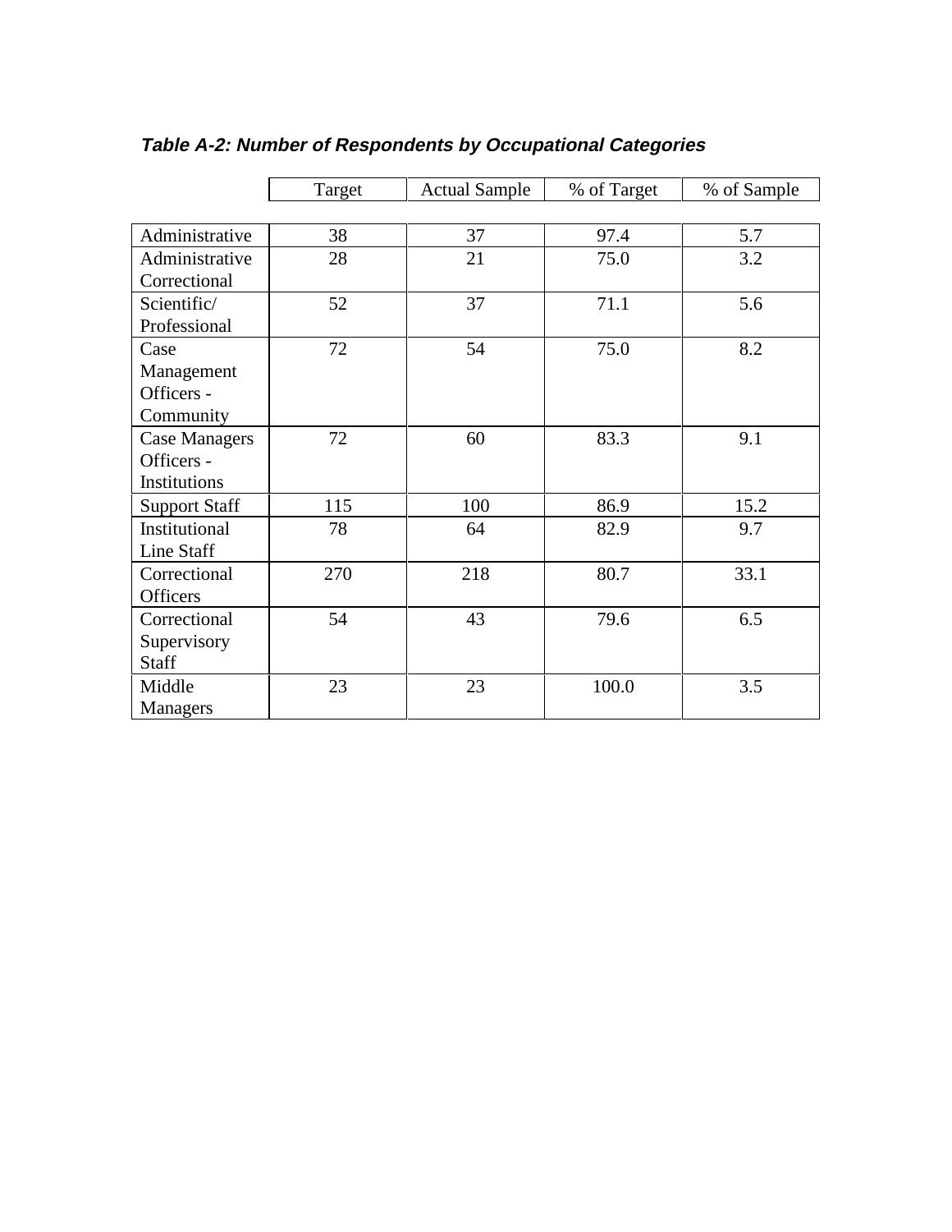***Table A-2: Number of Respondents by Occupational Categories***

| | Target | Actual Sample | % of Target | % of Sample |
|---|---|---|---|---|
| Administrative | 38 | 37 | 97.4 | 5.7 |
| Administrative Correctional | 28 | 21 | 75.0 | 3.2 |
| Scientific/ Professional | 52 | 37 | 71.1 | 5.6 |
| Case Management Officers - Community | 72 | 54 | 75.0 | 8.2 |
| Case Managers Officers - Institutions | 72 | 60 | 83.3 | 9.1 |
| Support Staff | 115 | 100 | 86.9 | 15.2 |
| Institutional Line Staff | 78 | 64 | 82.9 | 9.7 |
| Correctional Officers | 270 | 218 | 80.7 | 33.1 |
| Correctional Supervisory Staff | 54 | 43 | 79.6 | 6.5 |
| Middle Managers | 23 | 23 | 100.0 | 3.5 |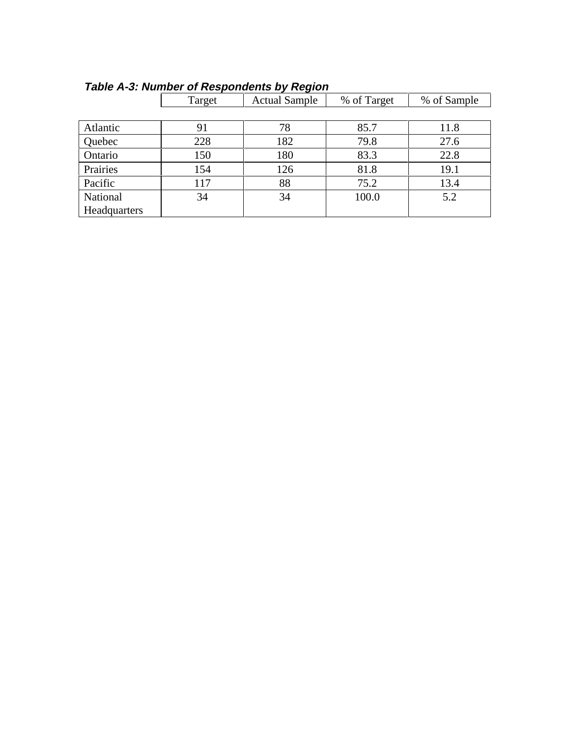**Table A-3: Number of Respondents by Region**

| | Target | Actual Sample | % of Target | % of Sample |
|---|---|---|---|---|
| Atlantic | 91 | 78 | 85.7 | 11.8 |
| Quebec | 228 | 182 | 79.8 | 27.6 |
| Ontario | 150 | 180 | 83.3 | 22.8 |
| Prairies | 154 | 126 | 81.8 | 19.1 |
| Pacific | 117 | 88 | 75.2 | 13.4 |
| National Headquarters | 34 | 34 | 100.0 | 5.2 |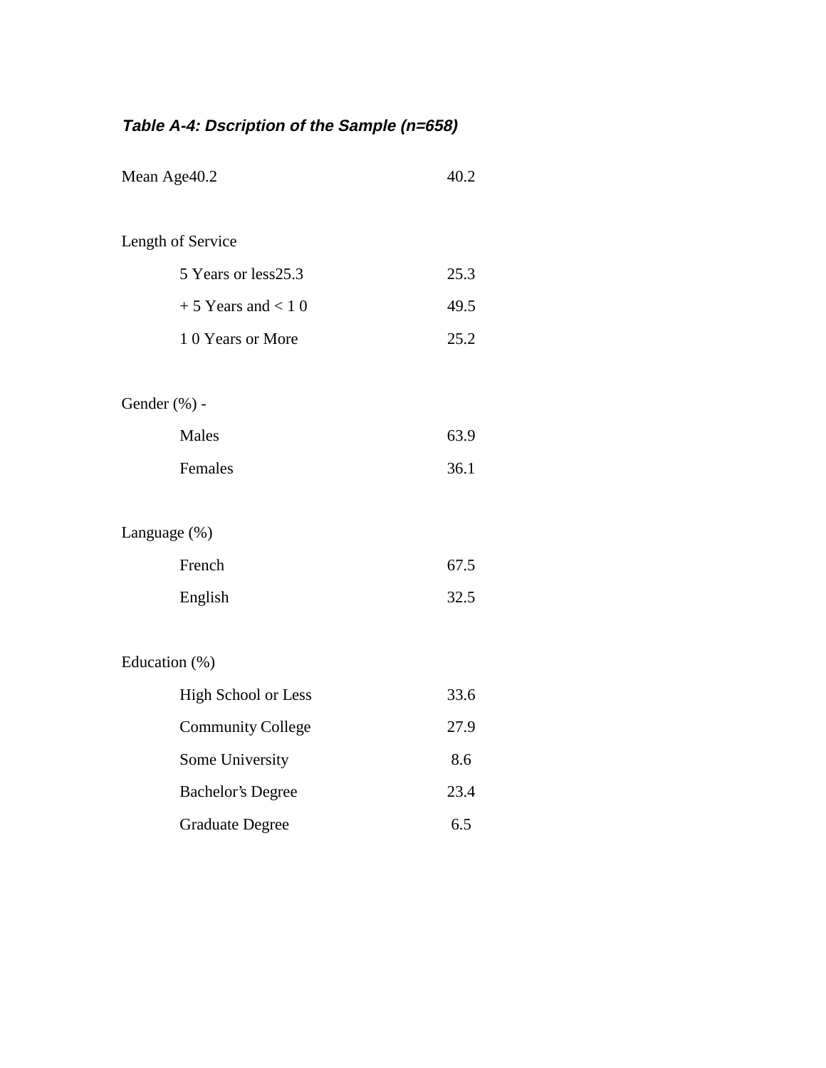***Table A-4: Dscription of the Sample (n=658)***

| | |
|---|---|
| Mean Age40.2 | 40.2 |
| Length of Service | |
| 5 Years or less25.3 | 25.3 |
| + 5 Years and < 1 0 | 49.5 |
| 1 0 Years or More | 25.2 |
| Gender (%) - | |
| Males | 63.9 |
| Females | 36.1 |
| Language (%) | |
| French | 67.5 |
| English | 32.5 |
| Education (%) | |
| High School or Less | 33.6 |
| Community College | 27.9 |
| Some University | 8.6 |
| Bachelor's Degree | 23.4 |
| Graduate Degree | 6.5 |